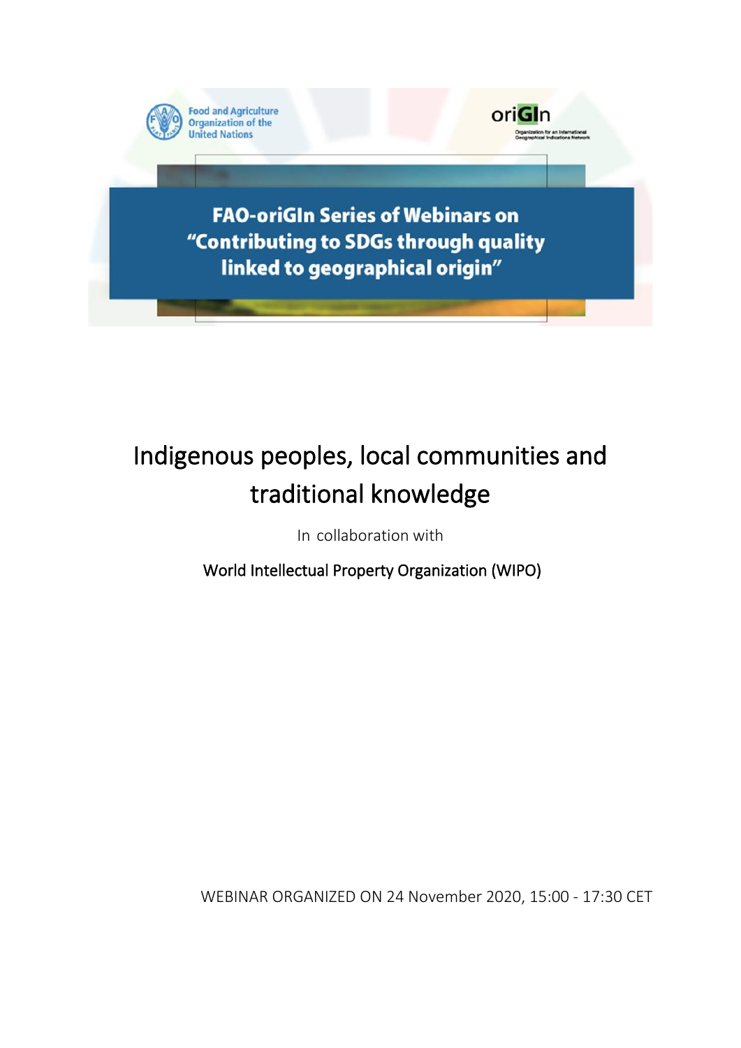Food and Agriculture Organization of the United Nations

oriGIn

Organization for an International Geographical Indications Network

**FAO-oriGIn Series of Webinars on "Contributing to SDGs through quality linked to geographical origin"**

# Indigenous peoples, local communities and traditional knowledge

In collaboration with

World Intellectual Property Organization (WIPO)

WEBINAR ORGANIZED ON 24 November 2020, 15:00 - 17:30 CET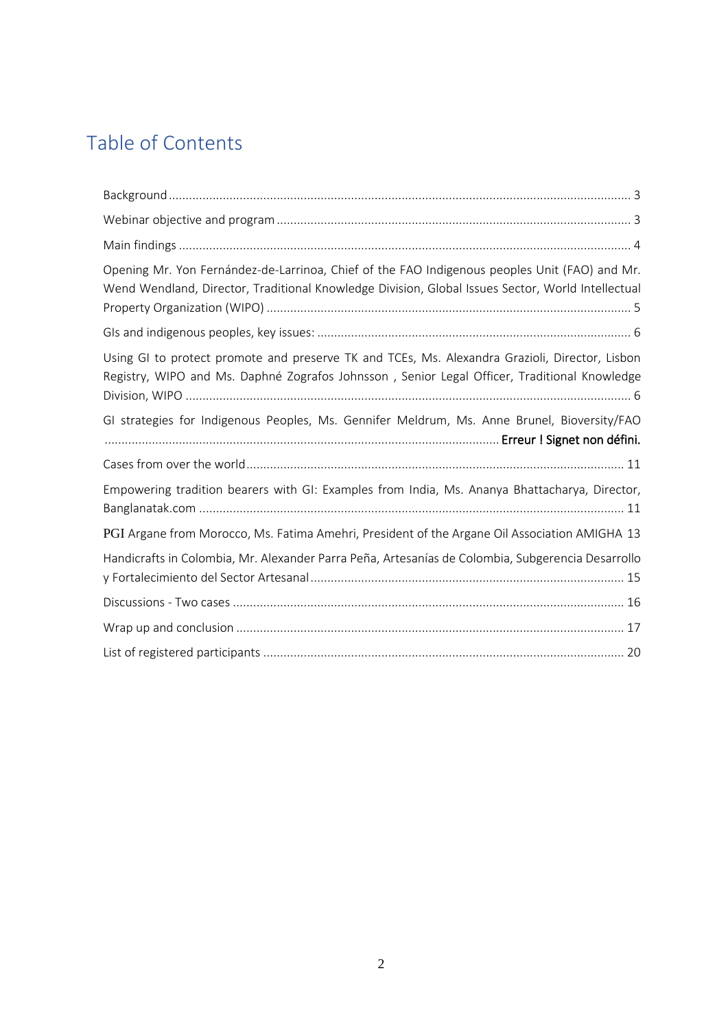# Table of Contents

Background ........................................................................................................................................ 3

Webinar objective and program ........................................................................................................ 3

Main findings ...................................................................................................................................... 4

Opening Mr. Yon Fernández-de-Larrinoa, Chief of the FAO Indigenous peoples Unit (FAO) and Mr. Wend Wendland, Director, Traditional Knowledge Division, Global Issues Sector, World Intellectual Property Organization (WIPO) ........................................................................................................... 5

GIs and indigenous peoples, key issues: ............................................................................................ 6

Using GI to protect promote and preserve TK and TCEs, Ms. Alexandra Grazioli, Director, Lisbon Registry, WIPO and Ms. Daphné Zografos Johnsson , Senior Legal Officer, Traditional Knowledge Division, WIPO .................................................................................................................................. 6

GI strategies for Indigenous Peoples, Ms. Gennifer Meldrum, Ms. Anne Brunel, Bioversity/FAO .................................................................................................................... **Erreur ! Signet non défini.**

Cases from over the world ............................................................................................................... 11

Empowering tradition bearers with GI: Examples from India, Ms. Ananya Bhattacharya, Director, Banglanatak.com ............................................................................................................................ 11

PGI Argane from Morocco, Ms. Fatima Amehri, President of the Argane Oil Association AMIGHA 13

Handicrafts in Colombia, Mr. Alexander Parra Peña, Artesanías de Colombia, Subgerencia Desarrollo y Fortalecimiento del Sector Artesanal ............................................................................................ 15

Discussions - Two cases ................................................................................................................... 16

Wrap up and conclusion .................................................................................................................. 17

List of registered participants .......................................................................................................... 20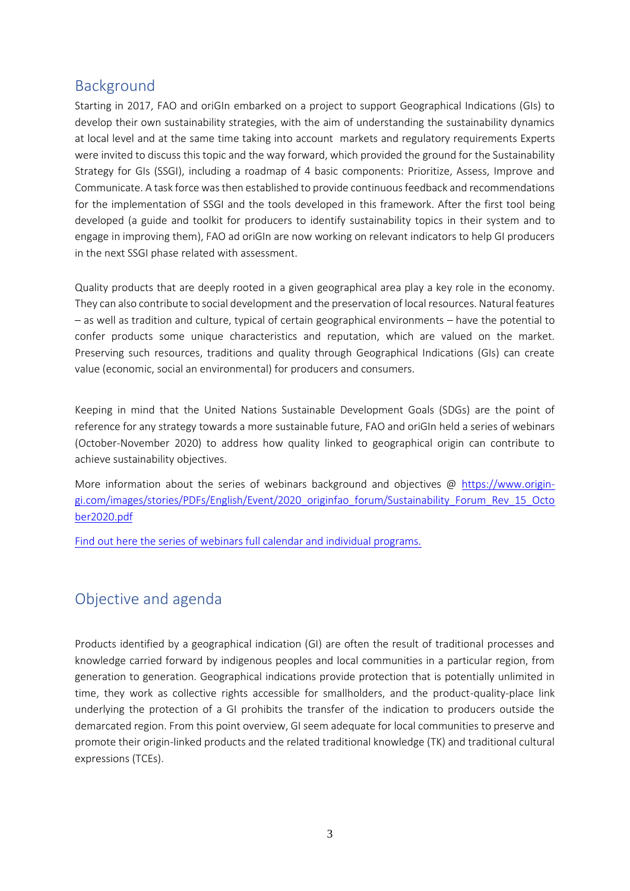## Background

Starting in 2017, FAO and oriGIn embarked on a project to support Geographical Indications (GIs) to develop their own sustainability strategies, with the aim of understanding the sustainability dynamics at local level and at the same time taking into account markets and regulatory requirements Experts were invited to discuss this topic and the way forward, which provided the ground for the Sustainability Strategy for GIs (SSGI), including a roadmap of 4 basic components: Prioritize, Assess, Improve and Communicate. A task force was then established to provide continuous feedback and recommendations for the implementation of SSGI and the tools developed in this framework. After the first tool being developed (a guide and toolkit for producers to identify sustainability topics in their system and to engage in improving them), FAO ad oriGIn are now working on relevant indicators to help GI producers in the next SSGI phase related with assessment.

Quality products that are deeply rooted in a given geographical area play a key role in the economy. They can also contribute to social development and the preservation of local resources. Natural features – as well as tradition and culture, typical of certain geographical environments – have the potential to confer products some unique characteristics and reputation, which are valued on the market. Preserving such resources, traditions and quality through Geographical Indications (GIs) can create value (economic, social an environmental) for producers and consumers.

Keeping in mind that the United Nations Sustainable Development Goals (SDGs) are the point of reference for any strategy towards a more sustainable future, FAO and oriGIn held a series of webinars (October-November 2020) to address how quality linked to geographical origin can contribute to achieve sustainability objectives.

More information about the series of webinars background and objectives @ [https://www.origin-gi.com/images/stories/PDFs/English/Event/2020_originfao_forum/Sustainability_Forum_Rev_15_October2020.pdf](https://www.origin-gi.com/images/stories/PDFs/English/Event/2020_originfao_forum/Sustainability_Forum_Rev_15_October2020.pdf)

Find out here the series of webinars full calendar and individual programs.

## Objective and agenda

Products identified by a geographical indication (GI) are often the result of traditional processes and knowledge carried forward by indigenous peoples and local communities in a particular region, from generation to generation. Geographical indications provide protection that is potentially unlimited in time, they work as collective rights accessible for smallholders, and the product-quality-place link underlying the protection of a GI prohibits the transfer of the indication to producers outside the demarcated region. From this point overview, GI seem adequate for local communities to preserve and promote their origin-linked products and the related traditional knowledge (TK) and traditional cultural expressions (TCEs).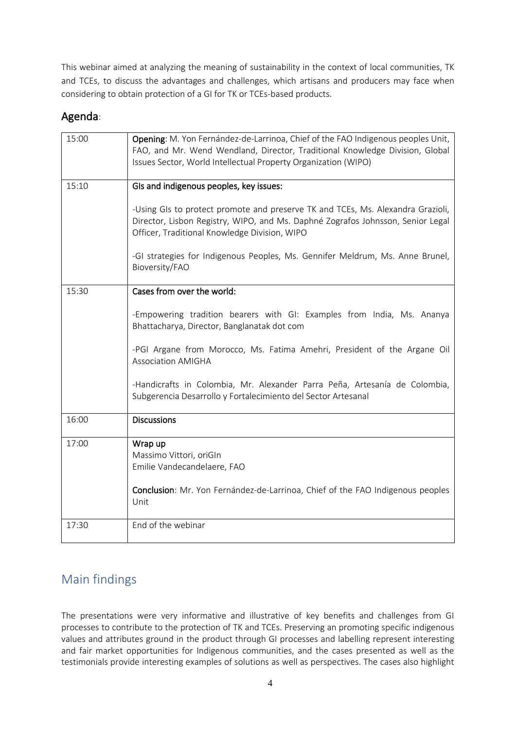This webinar aimed at analyzing the meaning of sustainability in the context of local communities, TK and TCEs, to discuss the advantages and challenges, which artisans and producers may face when considering to obtain protection of a GI for TK or TCEs-based products.

## Agenda:

| Time | Session |
| --- | --- |
| 15:00 | **Opening**: M. Yon Fernández-de-Larrinoa, Chief of the FAO Indigenous peoples Unit, FAO, and Mr. Wend Wendland, Director, Traditional Knowledge Division, Global Issues Sector, World Intellectual Property Organization (WIPO) |
| 15:10 | **GIs and indigenous peoples, key issues:**<br><br>-Using GIs to protect promote and preserve TK and TCEs, Ms. Alexandra Grazioli, Director, Lisbon Registry, WIPO, and Ms. Daphné Zografos Johnsson, Senior Legal Officer, Traditional Knowledge Division, WIPO<br><br>-GI strategies for Indigenous Peoples, Ms. Gennifer Meldrum, Ms. Anne Brunel, Bioversity/FAO |
| 15:30 | **Cases from over the world:**<br><br>-Empowering tradition bearers with GI: Examples from India, Ms. Ananya Bhattacharya, Director, Banglanatak dot com<br><br>-PGI Argane from Morocco, Ms. Fatima Amehri, President of the Argane Oil Association AMIGHA<br><br>-Handicrafts in Colombia, Mr. Alexander Parra Peña, Artesanía de Colombia, Subgerencia Desarrollo y Fortalecimiento del Sector Artesanal |
| 16:00 | **Discussions** |
| 17:00 | **Wrap up**<br>Massimo Vittori, oriGIn<br>Emilie Vandecandelaere, FAO<br><br>**Conclusion**: Mr. Yon Fernández-de-Larrinoa, Chief of the FAO Indigenous peoples Unit |
| 17:30 | End of the webinar |

## Main findings

The presentations were very informative and illustrative of key benefits and challenges from GI processes to contribute to the protection of TK and TCEs. Preserving an promoting specific indigenous values and attributes ground in the product through GI processes and labelling represent interesting and fair market opportunities for Indigenous communities, and the cases presented as well as the testimonials provide interesting examples of solutions as well as perspectives. The cases also highlight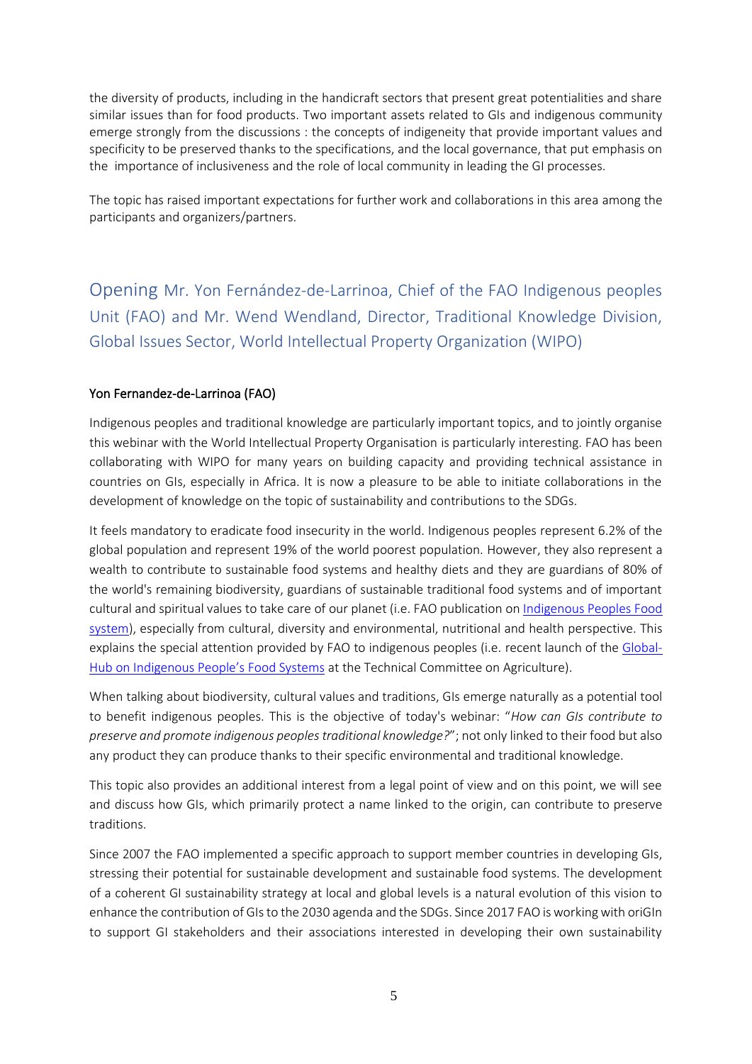the diversity of products, including in the handicraft sectors that present great potentialities and share similar issues than for food products. Two important assets related to GIs and indigenous community emerge strongly from the discussions : the concepts of indigeneity that provide important values and specificity to be preserved thanks to the specifications, and the local governance, that put emphasis on the importance of inclusiveness and the role of local community in leading the GI processes.

The topic has raised important expectations for further work and collaborations in this area among the participants and organizers/partners.

## Opening Mr. Yon Fernández-de-Larrinoa, Chief of the FAO Indigenous peoples Unit (FAO) and Mr. Wend Wendland, Director, Traditional Knowledge Division, Global Issues Sector, World Intellectual Property Organization (WIPO)

### Yon Fernandez-de-Larrinoa (FAO)

Indigenous peoples and traditional knowledge are particularly important topics, and to jointly organise this webinar with the World Intellectual Property Organisation is particularly interesting. FAO has been collaborating with WIPO for many years on building capacity and providing technical assistance in countries on GIs, especially in Africa. It is now a pleasure to be able to initiate collaborations in the development of knowledge on the topic of sustainability and contributions to the SDGs.

It feels mandatory to eradicate food insecurity in the world. Indigenous peoples represent 6.2% of the global population and represent 19% of the world poorest population. However, they also represent a wealth to contribute to sustainable food systems and healthy diets and they are guardians of 80% of the world's remaining biodiversity, guardians of sustainable traditional food systems and of important cultural and spiritual values to take care of our planet (i.e. FAO publication on Indigenous Peoples Food system), especially from cultural, diversity and environmental, nutritional and health perspective. This explains the special attention provided by FAO to indigenous peoples (i.e. recent launch of the Global-Hub on Indigenous People's Food Systems at the Technical Committee on Agriculture).

When talking about biodiversity, cultural values and traditions, GIs emerge naturally as a potential tool to benefit indigenous peoples. This is the objective of today's webinar: "*How can GIs contribute to preserve and promote indigenous peoples traditional knowledge?*"; not only linked to their food but also any product they can produce thanks to their specific environmental and traditional knowledge.

This topic also provides an additional interest from a legal point of view and on this point, we will see and discuss how GIs, which primarily protect a name linked to the origin, can contribute to preserve traditions.

Since 2007 the FAO implemented a specific approach to support member countries in developing GIs, stressing their potential for sustainable development and sustainable food systems. The development of a coherent GI sustainability strategy at local and global levels is a natural evolution of this vision to enhance the contribution of GIs to the 2030 agenda and the SDGs. Since 2017 FAO is working with oriGIn to support GI stakeholders and their associations interested in developing their own sustainability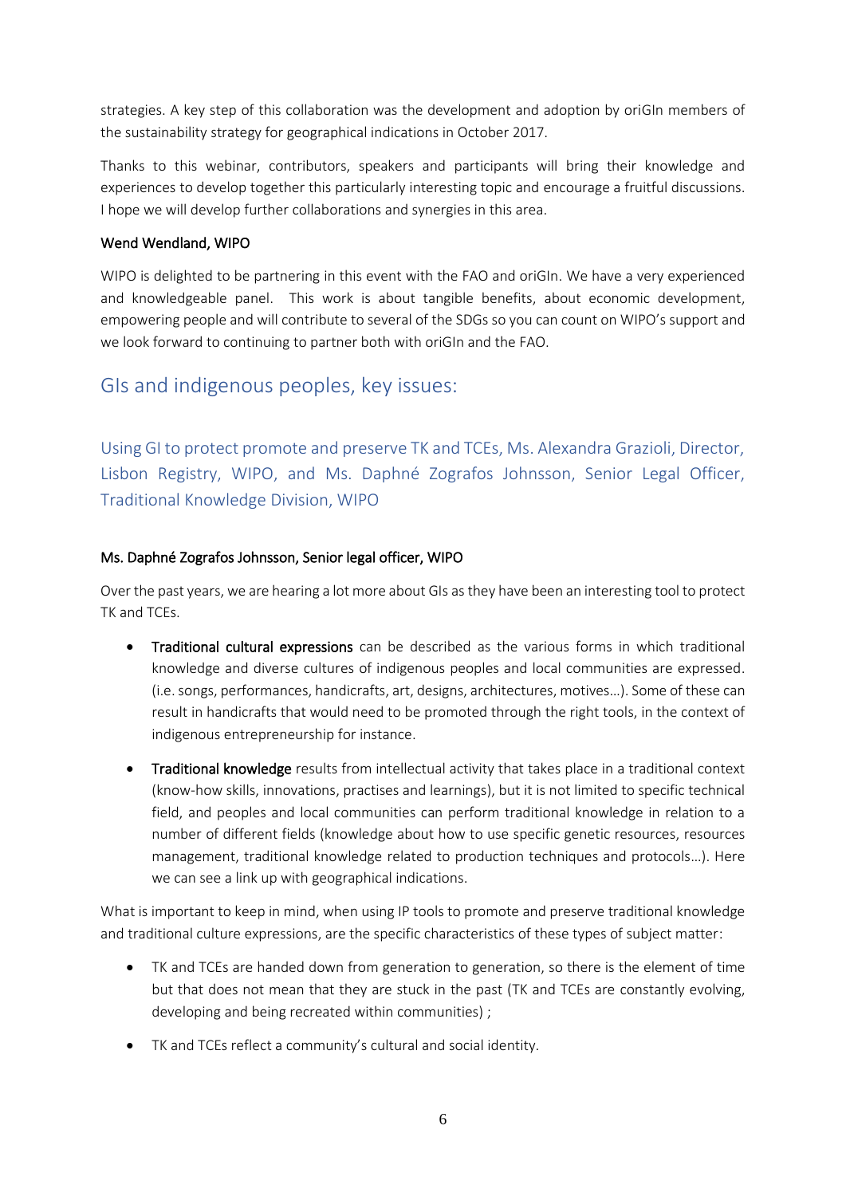strategies. A key step of this collaboration was the development and adoption by oriGIn members of the sustainability strategy for geographical indications in October 2017.

Thanks to this webinar, contributors, speakers and participants will bring their knowledge and experiences to develop together this particularly interesting topic and encourage a fruitful discussions. I hope we will develop further collaborations and synergies in this area.

Wend Wendland, WIPO

WIPO is delighted to be partnering in this event with the FAO and oriGIn. We have a very experienced and knowledgeable panel. This work is about tangible benefits, about economic development, empowering people and will contribute to several of the SDGs so you can count on WIPO's support and we look forward to continuing to partner both with oriGIn and the FAO.

## GIs and indigenous peoples, key issues:

### Using GI to protect promote and preserve TK and TCEs, Ms. Alexandra Grazioli, Director, Lisbon Registry, WIPO, and Ms. Daphné Zografos Johnsson, Senior Legal Officer, Traditional Knowledge Division, WIPO

Ms. Daphné Zografos Johnsson, Senior legal officer, WIPO

Over the past years, we are hearing a lot more about GIs as they have been an interesting tool to protect TK and TCEs.

- Traditional cultural expressions can be described as the various forms in which traditional knowledge and diverse cultures of indigenous peoples and local communities are expressed. (i.e. songs, performances, handicrafts, art, designs, architectures, motives…). Some of these can result in handicrafts that would need to be promoted through the right tools, in the context of indigenous entrepreneurship for instance.
- Traditional knowledge results from intellectual activity that takes place in a traditional context (know-how skills, innovations, practises and learnings), but it is not limited to specific technical field, and peoples and local communities can perform traditional knowledge in relation to a number of different fields (knowledge about how to use specific genetic resources, resources management, traditional knowledge related to production techniques and protocols…). Here we can see a link up with geographical indications.

What is important to keep in mind, when using IP tools to promote and preserve traditional knowledge and traditional culture expressions, are the specific characteristics of these types of subject matter:

- TK and TCEs are handed down from generation to generation, so there is the element of time but that does not mean that they are stuck in the past (TK and TCEs are constantly evolving, developing and being recreated within communities) ;
- TK and TCEs reflect a community's cultural and social identity.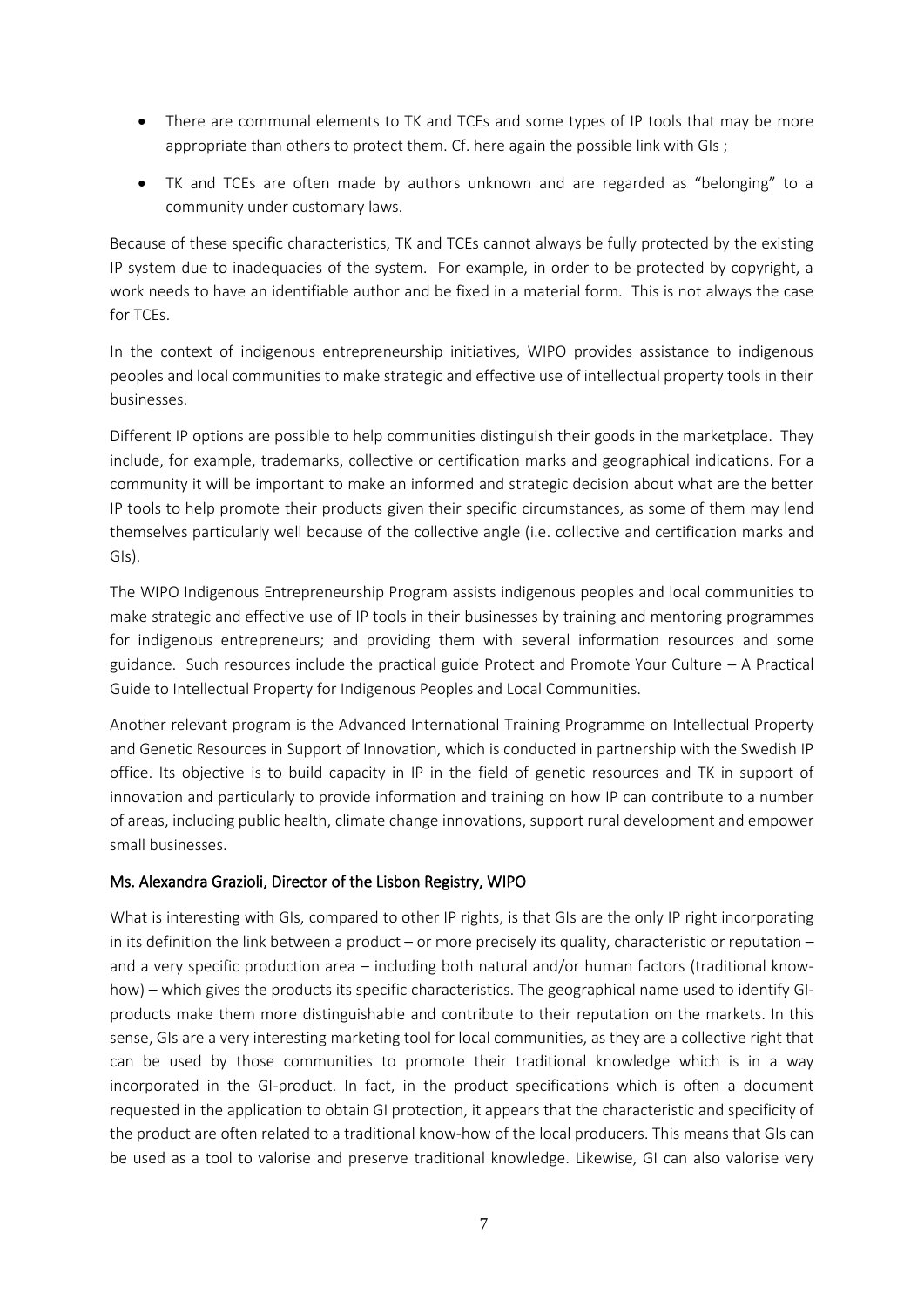- There are communal elements to TK and TCEs and some types of IP tools that may be more appropriate than others to protect them. Cf. here again the possible link with GIs ;
- TK and TCEs are often made by authors unknown and are regarded as "belonging" to a community under customary laws.

Because of these specific characteristics, TK and TCEs cannot always be fully protected by the existing IP system due to inadequacies of the system. For example, in order to be protected by copyright, a work needs to have an identifiable author and be fixed in a material form. This is not always the case for TCEs.

In the context of indigenous entrepreneurship initiatives, WIPO provides assistance to indigenous peoples and local communities to make strategic and effective use of intellectual property tools in their businesses.

Different IP options are possible to help communities distinguish their goods in the marketplace. They include, for example, trademarks, collective or certification marks and geographical indications. For a community it will be important to make an informed and strategic decision about what are the better IP tools to help promote their products given their specific circumstances, as some of them may lend themselves particularly well because of the collective angle (i.e. collective and certification marks and GIs).

The WIPO Indigenous Entrepreneurship Program assists indigenous peoples and local communities to make strategic and effective use of IP tools in their businesses by training and mentoring programmes for indigenous entrepreneurs; and providing them with several information resources and some guidance. Such resources include the practical guide Protect and Promote Your Culture – A Practical Guide to Intellectual Property for Indigenous Peoples and Local Communities.

Another relevant program is the Advanced International Training Programme on Intellectual Property and Genetic Resources in Support of Innovation, which is conducted in partnership with the Swedish IP office. Its objective is to build capacity in IP in the field of genetic resources and TK in support of innovation and particularly to provide information and training on how IP can contribute to a number of areas, including public health, climate change innovations, support rural development and empower small businesses.

## Ms. Alexandra Grazioli, Director of the Lisbon Registry, WIPO

What is interesting with GIs, compared to other IP rights, is that GIs are the only IP right incorporating in its definition the link between a product – or more precisely its quality, characteristic or reputation – and a very specific production area – including both natural and/or human factors (traditional know-how) – which gives the products its specific characteristics. The geographical name used to identify GI-products make them more distinguishable and contribute to their reputation on the markets. In this sense, GIs are a very interesting marketing tool for local communities, as they are a collective right that can be used by those communities to promote their traditional knowledge which is in a way incorporated in the GI-product. In fact, in the product specifications which is often a document requested in the application to obtain GI protection, it appears that the characteristic and specificity of the product are often related to a traditional know-how of the local producers. This means that GIs can be used as a tool to valorise and preserve traditional knowledge. Likewise, GI can also valorise very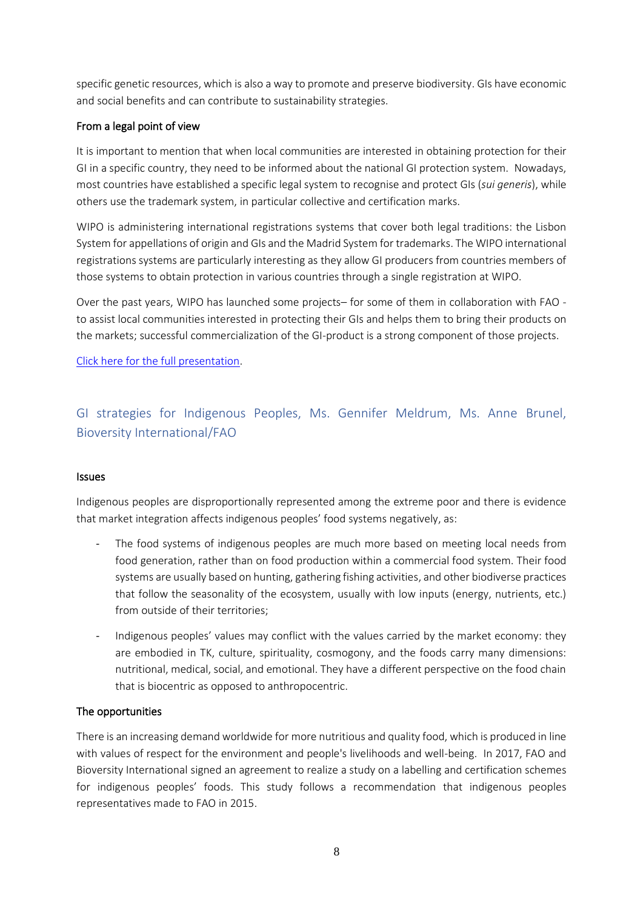specific genetic resources, which is also a way to promote and preserve biodiversity. GIs have economic and social benefits and can contribute to sustainability strategies.

### From a legal point of view

It is important to mention that when local communities are interested in obtaining protection for their GI in a specific country, they need to be informed about the national GI protection system. Nowadays, most countries have established a specific legal system to recognise and protect GIs (*sui generis*), while others use the trademark system, in particular collective and certification marks.

WIPO is administering international registrations systems that cover both legal traditions: the Lisbon System for appellations of origin and GIs and the Madrid System for trademarks. The WIPO international registrations systems are particularly interesting as they allow GI producers from countries members of those systems to obtain protection in various countries through a single registration at WIPO.

Over the past years, WIPO has launched some projects– for some of them in collaboration with FAO - to assist local communities interested in protecting their GIs and helps them to bring their products on the markets; successful commercialization of the GI-product is a strong component of those projects.

Click here for the full presentation.

## GI strategies for Indigenous Peoples, Ms. Gennifer Meldrum, Ms. Anne Brunel, Bioversity International/FAO

### Issues

Indigenous peoples are disproportionally represented among the extreme poor and there is evidence that market integration affects indigenous peoples' food systems negatively, as:

- The food systems of indigenous peoples are much more based on meeting local needs from food generation, rather than on food production within a commercial food system. Their food systems are usually based on hunting, gathering fishing activities, and other biodiverse practices that follow the seasonality of the ecosystem, usually with low inputs (energy, nutrients, etc.) from outside of their territories;
- Indigenous peoples' values may conflict with the values carried by the market economy: they are embodied in TK, culture, spirituality, cosmogony, and the foods carry many dimensions: nutritional, medical, social, and emotional. They have a different perspective on the food chain that is biocentric as opposed to anthropocentric.

### The opportunities

There is an increasing demand worldwide for more nutritious and quality food, which is produced in line with values of respect for the environment and people's livelihoods and well-being. In 2017, FAO and Bioversity International signed an agreement to realize a study on a labelling and certification schemes for indigenous peoples' foods. This study follows a recommendation that indigenous peoples representatives made to FAO in 2015.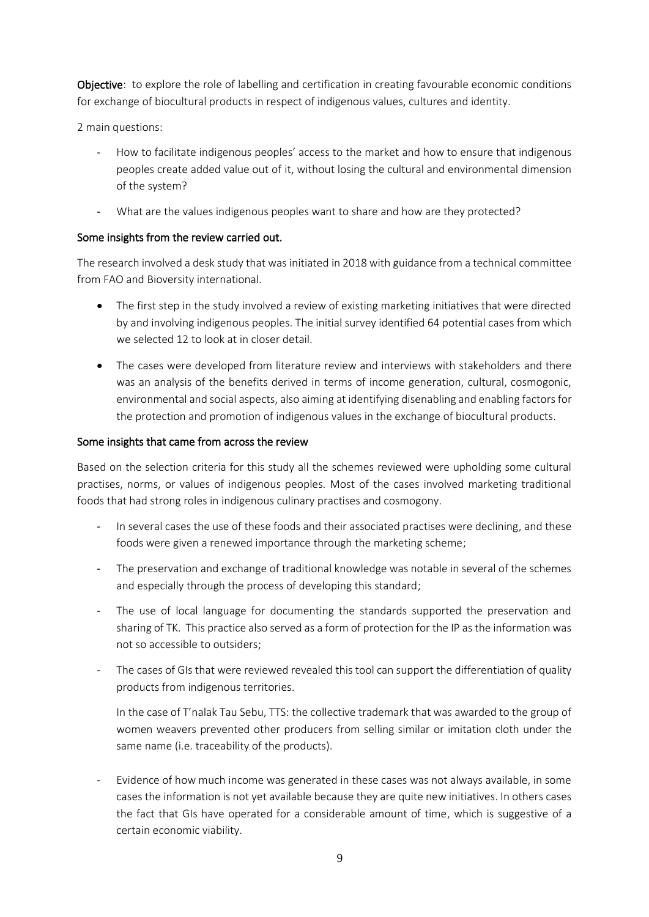**Objective**: to explore the role of labelling and certification in creating favourable economic conditions for exchange of biocultural products in respect of indigenous values, cultures and identity.

2 main questions:

- How to facilitate indigenous peoples' access to the market and how to ensure that indigenous peoples create added value out of it, without losing the cultural and environmental dimension of the system?
- What are the values indigenous peoples want to share and how are they protected?

## Some insights from the review carried out.

The research involved a desk study that was initiated in 2018 with guidance from a technical committee from FAO and Bioversity international.

- The first step in the study involved a review of existing marketing initiatives that were directed by and involving indigenous peoples. The initial survey identified 64 potential cases from which we selected 12 to look at in closer detail.
- The cases were developed from literature review and interviews with stakeholders and there was an analysis of the benefits derived in terms of income generation, cultural, cosmogonic, environmental and social aspects, also aiming at identifying disenabling and enabling factors for the protection and promotion of indigenous values in the exchange of biocultural products.

## Some insights that came from across the review

Based on the selection criteria for this study all the schemes reviewed were upholding some cultural practises, norms, or values of indigenous peoples. Most of the cases involved marketing traditional foods that had strong roles in indigenous culinary practises and cosmogony.

- In several cases the use of these foods and their associated practises were declining, and these foods were given a renewed importance through the marketing scheme;
- The preservation and exchange of traditional knowledge was notable in several of the schemes and especially through the process of developing this standard;
- The use of local language for documenting the standards supported the preservation and sharing of TK. This practice also served as a form of protection for the IP as the information was not so accessible to outsiders;
- The cases of GIs that were reviewed revealed this tool can support the differentiation of quality products from indigenous territories.

  In the case of T'nalak Tau Sebu, TTS: the collective trademark that was awarded to the group of women weavers prevented other producers from selling similar or imitation cloth under the same name (i.e. traceability of the products).

- Evidence of how much income was generated in these cases was not always available, in some cases the information is not yet available because they are quite new initiatives. In others cases the fact that GIs have operated for a considerable amount of time, which is suggestive of a certain economic viability.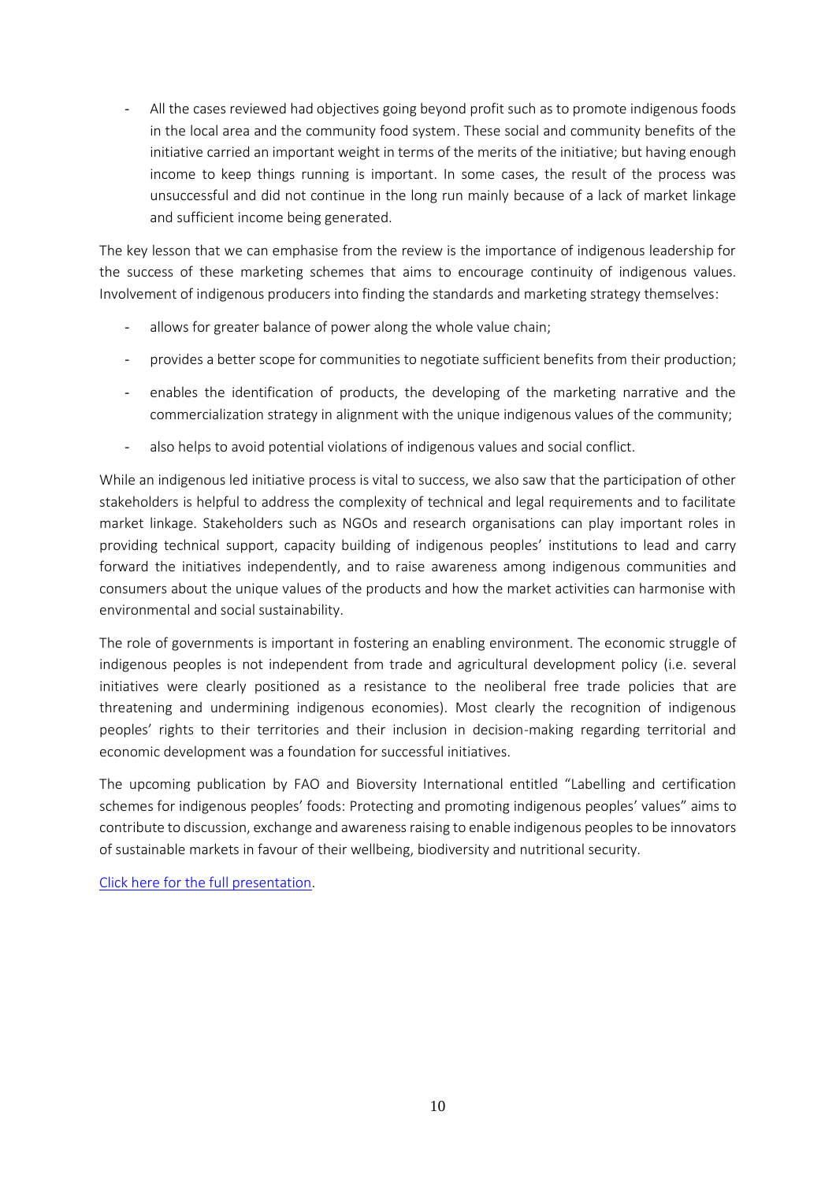- All the cases reviewed had objectives going beyond profit such as to promote indigenous foods in the local area and the community food system. These social and community benefits of the initiative carried an important weight in terms of the merits of the initiative; but having enough income to keep things running is important. In some cases, the result of the process was unsuccessful and did not continue in the long run mainly because of a lack of market linkage and sufficient income being generated.

The key lesson that we can emphasise from the review is the importance of indigenous leadership for the success of these marketing schemes that aims to encourage continuity of indigenous values. Involvement of indigenous producers into finding the standards and marketing strategy themselves:

- allows for greater balance of power along the whole value chain;
- provides a better scope for communities to negotiate sufficient benefits from their production;
- enables the identification of products, the developing of the marketing narrative and the commercialization strategy in alignment with the unique indigenous values of the community;
- also helps to avoid potential violations of indigenous values and social conflict.

While an indigenous led initiative process is vital to success, we also saw that the participation of other stakeholders is helpful to address the complexity of technical and legal requirements and to facilitate market linkage. Stakeholders such as NGOs and research organisations can play important roles in providing technical support, capacity building of indigenous peoples' institutions to lead and carry forward the initiatives independently, and to raise awareness among indigenous communities and consumers about the unique values of the products and how the market activities can harmonise with environmental and social sustainability.

The role of governments is important in fostering an enabling environment. The economic struggle of indigenous peoples is not independent from trade and agricultural development policy (i.e. several initiatives were clearly positioned as a resistance to the neoliberal free trade policies that are threatening and undermining indigenous economies). Most clearly the recognition of indigenous peoples' rights to their territories and their inclusion in decision-making regarding territorial and economic development was a foundation for successful initiatives.

The upcoming publication by FAO and Bioversity International entitled "Labelling and certification schemes for indigenous peoples' foods: Protecting and promoting indigenous peoples' values" aims to contribute to discussion, exchange and awareness raising to enable indigenous peoples to be innovators of sustainable markets in favour of their wellbeing, biodiversity and nutritional security.

Click here for the full presentation.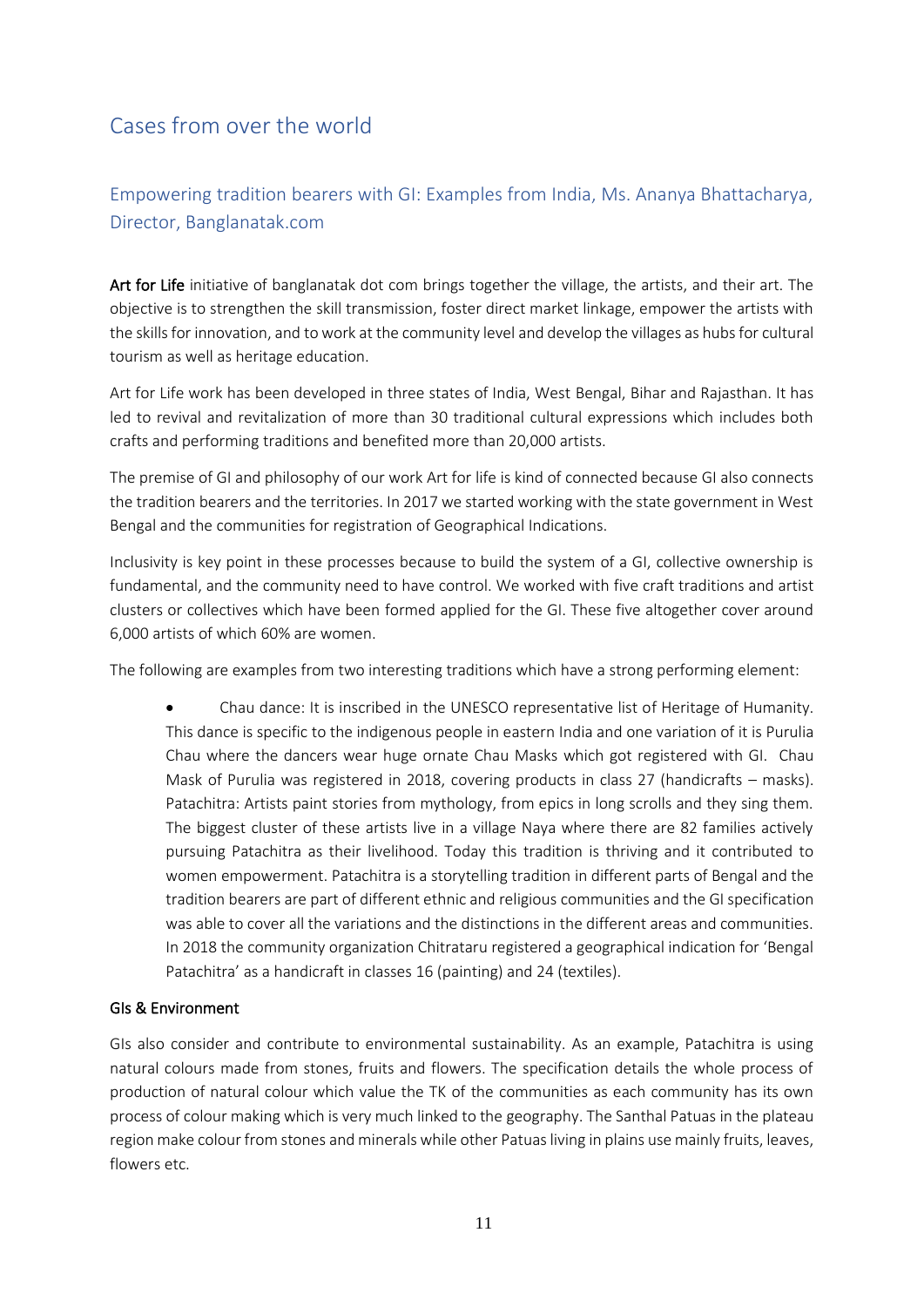## Cases from over the world

### Empowering tradition bearers with GI: Examples from India, Ms. Ananya Bhattacharya, Director, Banglanatak.com

**Art for Life** initiative of banglanatak dot com brings together the village, the artists, and their art. The objective is to strengthen the skill transmission, foster direct market linkage, empower the artists with the skills for innovation, and to work at the community level and develop the villages as hubs for cultural tourism as well as heritage education.

Art for Life work has been developed in three states of India, West Bengal, Bihar and Rajasthan. It has led to revival and revitalization of more than 30 traditional cultural expressions which includes both crafts and performing traditions and benefited more than 20,000 artists.

The premise of GI and philosophy of our work Art for life is kind of connected because GI also connects the tradition bearers and the territories. In 2017 we started working with the state government in West Bengal and the communities for registration of Geographical Indications.

Inclusivity is key point in these processes because to build the system of a GI, collective ownership is fundamental, and the community need to have control. We worked with five craft traditions and artist clusters or collectives which have been formed applied for the GI. These five altogether cover around 6,000 artists of which 60% are women.

The following are examples from two interesting traditions which have a strong performing element:

- Chau dance: It is inscribed in the UNESCO representative list of Heritage of Humanity. This dance is specific to the indigenous people in eastern India and one variation of it is Purulia Chau where the dancers wear huge ornate Chau Masks which got registered with GI. Chau Mask of Purulia was registered in 2018, covering products in class 27 (handicrafts – masks). Patachitra: Artists paint stories from mythology, from epics in long scrolls and they sing them. The biggest cluster of these artists live in a village Naya where there are 82 families actively pursuing Patachitra as their livelihood. Today this tradition is thriving and it contributed to women empowerment. Patachitra is a storytelling tradition in different parts of Bengal and the tradition bearers are part of different ethnic and religious communities and the GI specification was able to cover all the variations and the distinctions in the different areas and communities. In 2018 the community organization Chitrataru registered a geographical indication for 'Bengal Patachitra' as a handicraft in classes 16 (painting) and 24 (textiles).

**GIs & Environment**

GIs also consider and contribute to environmental sustainability. As an example, Patachitra is using natural colours made from stones, fruits and flowers. The specification details the whole process of production of natural colour which value the TK of the communities as each community has its own process of colour making which is very much linked to the geography. The Santhal Patuas in the plateau region make colour from stones and minerals while other Patuas living in plains use mainly fruits, leaves, flowers etc.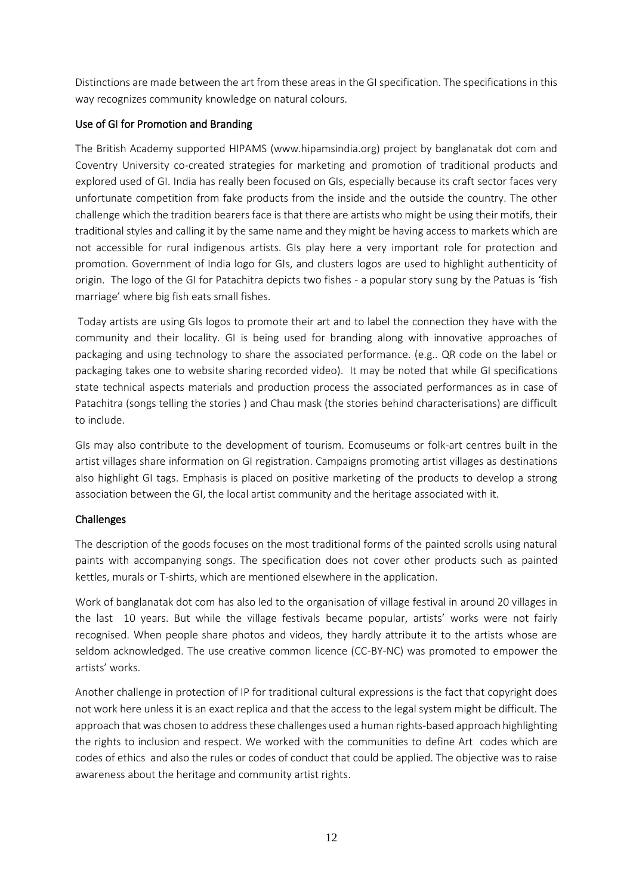Distinctions are made between the art from these areas in the GI specification. The specifications in this way recognizes community knowledge on natural colours.

### Use of GI for Promotion and Branding

The British Academy supported HIPAMS (www.hipamsindia.org) project by banglanatak dot com and Coventry University co-created strategies for marketing and promotion of traditional products and explored used of GI. India has really been focused on GIs, especially because its craft sector faces very unfortunate competition from fake products from the inside and the outside the country. The other challenge which the tradition bearers face is that there are artists who might be using their motifs, their traditional styles and calling it by the same name and they might be having access to markets which are not accessible for rural indigenous artists. GIs play here a very important role for protection and promotion. Government of India logo for GIs, and clusters logos are used to highlight authenticity of origin. The logo of the GI for Patachitra depicts two fishes - a popular story sung by the Patuas is 'fish marriage' where big fish eats small fishes.

Today artists are using GIs logos to promote their art and to label the connection they have with the community and their locality. GI is being used for branding along with innovative approaches of packaging and using technology to share the associated performance. (e.g.. QR code on the label or packaging takes one to website sharing recorded video). It may be noted that while GI specifications state technical aspects materials and production process the associated performances as in case of Patachitra (songs telling the stories ) and Chau mask (the stories behind characterisations) are difficult to include.

GIs may also contribute to the development of tourism. Ecomuseums or folk-art centres built in the artist villages share information on GI registration. Campaigns promoting artist villages as destinations also highlight GI tags. Emphasis is placed on positive marketing of the products to develop a strong association between the GI, the local artist community and the heritage associated with it.

### Challenges

The description of the goods focuses on the most traditional forms of the painted scrolls using natural paints with accompanying songs. The specification does not cover other products such as painted kettles, murals or T-shirts, which are mentioned elsewhere in the application.

Work of banglanatak dot com has also led to the organisation of village festival in around 20 villages in the last 10 years. But while the village festivals became popular, artists' works were not fairly recognised. When people share photos and videos, they hardly attribute it to the artists whose are seldom acknowledged. The use creative common licence (CC-BY-NC) was promoted to empower the artists' works.

Another challenge in protection of IP for traditional cultural expressions is the fact that copyright does not work here unless it is an exact replica and that the access to the legal system might be difficult. The approach that was chosen to address these challenges used a human rights-based approach highlighting the rights to inclusion and respect. We worked with the communities to define Art codes which are codes of ethics and also the rules or codes of conduct that could be applied. The objective was to raise awareness about the heritage and community artist rights.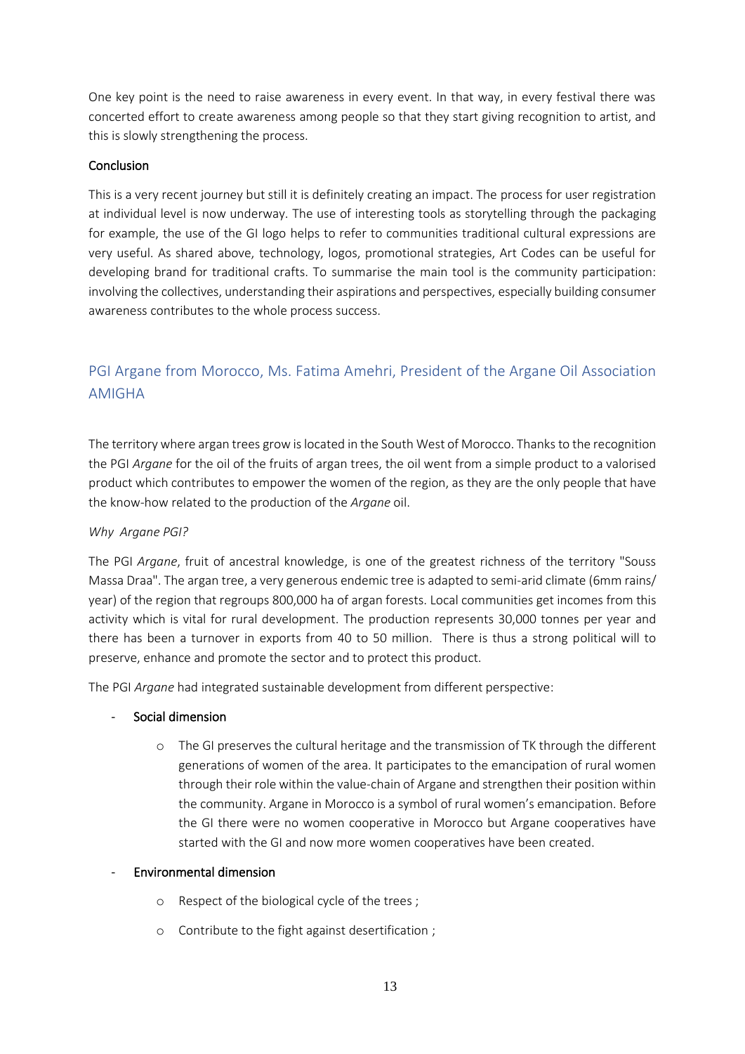One key point is the need to raise awareness in every event. In that way, in every festival there was concerted effort to create awareness among people so that they start giving recognition to artist, and this is slowly strengthening the process.

**Conclusion**

This is a very recent journey but still it is definitely creating an impact. The process for user registration at individual level is now underway. The use of interesting tools as storytelling through the packaging for example, the use of the GI logo helps to refer to communities traditional cultural expressions are very useful. As shared above, technology, logos, promotional strategies, Art Codes can be useful for developing brand for traditional crafts. To summarise the main tool is the community participation: involving the collectives, understanding their aspirations and perspectives, especially building consumer awareness contributes to the whole process success.

## PGI Argane from Morocco, Ms. Fatima Amehri, President of the Argane Oil Association AMIGHA

The territory where argan trees grow is located in the South West of Morocco. Thanks to the recognition the PGI *Argane* for the oil of the fruits of argan trees, the oil went from a simple product to a valorised product which contributes to empower the women of the region, as they are the only people that have the know-how related to the production of the *Argane* oil.

*Why Argane PGI?*

The PGI *Argane*, fruit of ancestral knowledge, is one of the greatest richness of the territory "Souss Massa Draa". The argan tree, a very generous endemic tree is adapted to semi-arid climate (6mm rains/ year) of the region that regroups 800,000 ha of argan forests. Local communities get incomes from this activity which is vital for rural development. The production represents 30,000 tonnes per year and there has been a turnover in exports from 40 to 50 million. There is thus a strong political will to preserve, enhance and promote the sector and to protect this product.

The PGI *Argane* had integrated sustainable development from different perspective:

- Social dimension
  - The GI preserves the cultural heritage and the transmission of TK through the different generations of women of the area. It participates to the emancipation of rural women through their role within the value-chain of Argane and strengthen their position within the community. Argane in Morocco is a symbol of rural women's emancipation. Before the GI there were no women cooperative in Morocco but Argane cooperatives have started with the GI and now more women cooperatives have been created.
- Environmental dimension
  - Respect of the biological cycle of the trees ;
  - Contribute to the fight against desertification ;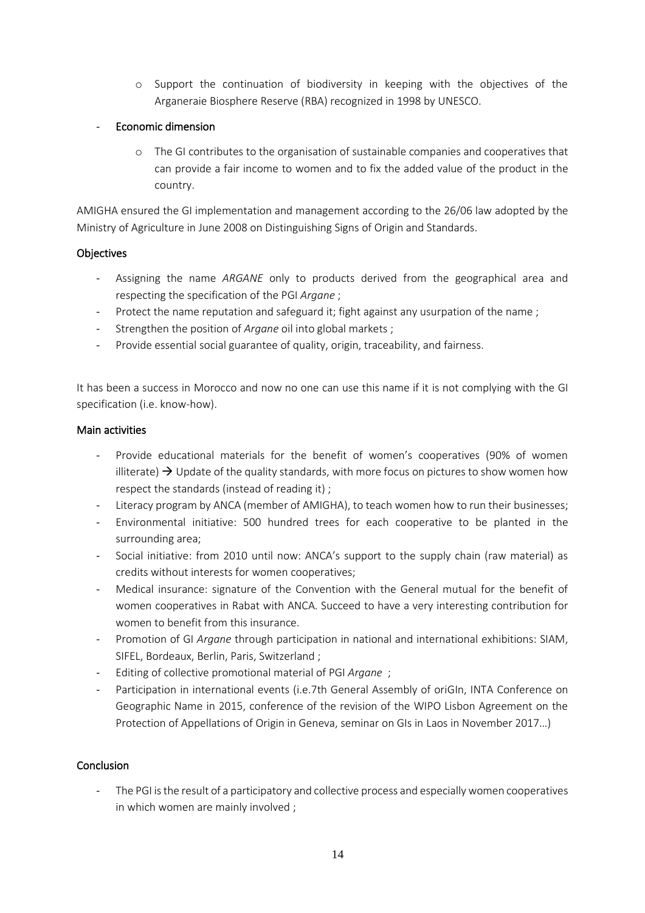- Support the continuation of biodiversity in keeping with the objectives of the Arganeraie Biosphere Reserve (RBA) recognized in 1998 by UNESCO.

- Economic dimension
  - The GI contributes to the organisation of sustainable companies and cooperatives that can provide a fair income to women and to fix the added value of the product in the country.

AMIGHA ensured the GI implementation and management according to the 26/06 law adopted by the Ministry of Agriculture in June 2008 on Distinguishing Signs of Origin and Standards.

**Objectives**

- Assigning the name *ARGANE* only to products derived from the geographical area and respecting the specification of the PGI *Argane* ;
- Protect the name reputation and safeguard it; fight against any usurpation of the name ;
- Strengthen the position of *Argane* oil into global markets ;
- Provide essential social guarantee of quality, origin, traceability, and fairness.

It has been a success in Morocco and now no one can use this name if it is not complying with the GI specification (i.e. know-how).

**Main activities**

- Provide educational materials for the benefit of women's cooperatives (90% of women illiterate) → Update of the quality standards, with more focus on pictures to show women how respect the standards (instead of reading it) ;
- Literacy program by ANCA (member of AMIGHA), to teach women how to run their businesses;
- Environmental initiative: 500 hundred trees for each cooperative to be planted in the surrounding area;
- Social initiative: from 2010 until now: ANCA's support to the supply chain (raw material) as credits without interests for women cooperatives;
- Medical insurance: signature of the Convention with the General mutual for the benefit of women cooperatives in Rabat with ANCA. Succeed to have a very interesting contribution for women to benefit from this insurance.
- Promotion of GI *Argane* through participation in national and international exhibitions: SIAM, SIFEL, Bordeaux, Berlin, Paris, Switzerland ;
- Editing of collective promotional material of PGI *Argane* ;
- Participation in international events (i.e.7th General Assembly of oriGIn, INTA Conference on Geographic Name in 2015, conference of the revision of the WIPO Lisbon Agreement on the Protection of Appellations of Origin in Geneva, seminar on GIs in Laos in November 2017…)

**Conclusion**

- The PGI is the result of a participatory and collective process and especially women cooperatives in which women are mainly involved ;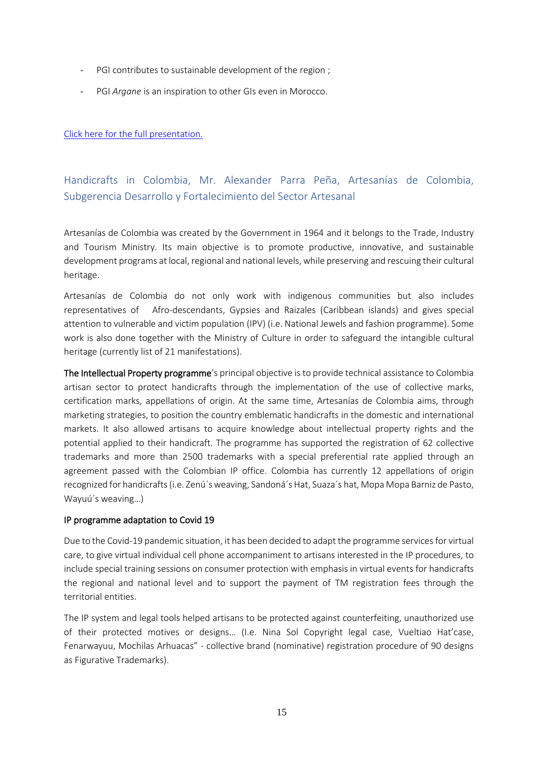- PGI contributes to sustainable development of the region ;
- PGI *Argane* is an inspiration to other GIs even in Morocco.

[Click here for the full presentation.]

## Handicrafts in Colombia, Mr. Alexander Parra Peña, Artesanías de Colombia, Subgerencia Desarrollo y Fortalecimiento del Sector Artesanal

Artesanías de Colombia was created by the Government in 1964 and it belongs to the Trade, Industry and Tourism Ministry. Its main objective is to promote productive, innovative, and sustainable development programs at local, regional and national levels, while preserving and rescuing their cultural heritage.

Artesanías de Colombia do not only work with indigenous communities but also includes representatives of Afro-descendants, Gypsies and Raizales (Caribbean islands) and gives special attention to vulnerable and victim population (IPV) (i.e. National Jewels and fashion programme). Some work is also done together with the Ministry of Culture in order to safeguard the intangible cultural heritage (currently list of 21 manifestations).

**The Intellectual Property programme**'s principal objective is to provide technical assistance to Colombia artisan sector to protect handicrafts through the implementation of the use of collective marks, certification marks, appellations of origin. At the same time, Artesanías de Colombia aims, through marketing strategies, to position the country emblematic handicrafts in the domestic and international markets. It also allowed artisans to acquire knowledge about intellectual property rights and the potential applied to their handicraft. The programme has supported the registration of 62 collective trademarks and more than 2500 trademarks with a special preferential rate applied through an agreement passed with the Colombian IP office. Colombia has currently 12 appellations of origin recognized for handicrafts (i.e. Zenú´s weaving, Sandoná´s Hat, Suaza´s hat, Mopa Mopa Barniz de Pasto, Wayuú´s weaving…)

### IP programme adaptation to Covid 19

Due to the Covid-19 pandemic situation, it has been decided to adapt the programme services for virtual care, to give virtual individual cell phone accompaniment to artisans interested in the IP procedures, to include special training sessions on consumer protection with emphasis in virtual events for handicrafts the regional and national level and to support the payment of TM registration fees through the territorial entities.

The IP system and legal tools helped artisans to be protected against counterfeiting, unauthorized use of their protected motives or designs… (I.e. Nina Sol Copyright legal case, Vueltiao Hat'case, Fenarwayuu, Mochilas Arhuacas" - collective brand (nominative) registration procedure of 90 designs as Figurative Trademarks).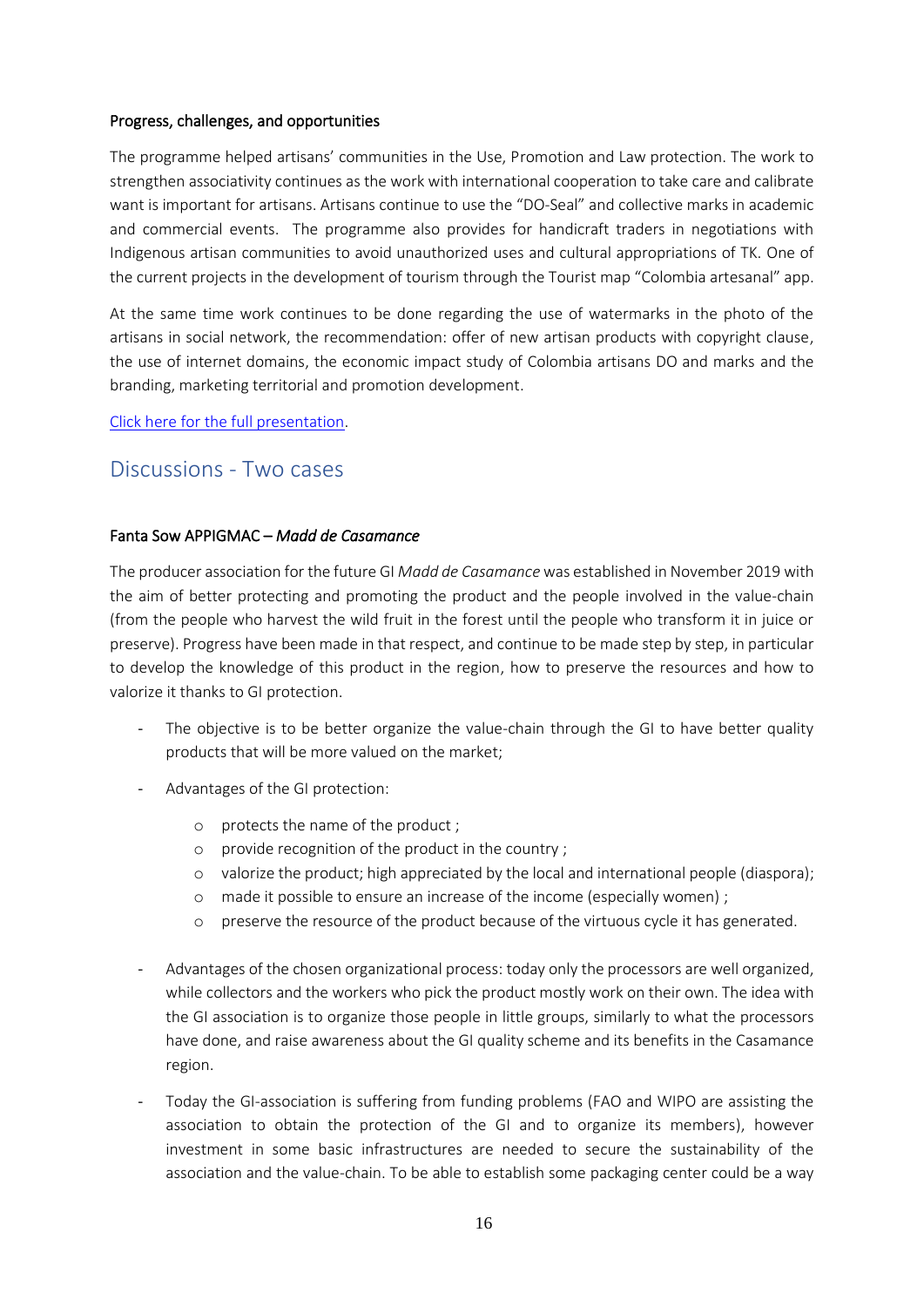#### Progress, challenges, and opportunities

The programme helped artisans' communities in the Use, Promotion and Law protection. The work to strengthen associativity continues as the work with international cooperation to take care and calibrate want is important for artisans. Artisans continue to use the "DO-Seal" and collective marks in academic and commercial events. The programme also provides for handicraft traders in negotiations with Indigenous artisan communities to avoid unauthorized uses and cultural appropriations of TK. One of the current projects in the development of tourism through the Tourist map "Colombia artesanal" app.

At the same time work continues to be done regarding the use of watermarks in the photo of the artisans in social network, the recommendation: offer of new artisan products with copyright clause, the use of internet domains, the economic impact study of Colombia artisans DO and marks and the branding, marketing territorial and promotion development.

Click here for the full presentation.

## Discussions - Two cases

#### Fanta Sow APPIGMAC – *Madd de Casamance*

The producer association for the future GI *Madd de Casamance* was established in November 2019 with the aim of better protecting and promoting the product and the people involved in the value-chain (from the people who harvest the wild fruit in the forest until the people who transform it in juice or preserve). Progress have been made in that respect, and continue to be made step by step, in particular to develop the knowledge of this product in the region, how to preserve the resources and how to valorize it thanks to GI protection.

- The objective is to be better organize the value-chain through the GI to have better quality products that will be more valued on the market;
- Advantages of the GI protection:
  - protects the name of the product ;
  - provide recognition of the product in the country ;
  - valorize the product; high appreciated by the local and international people (diaspora);
  - made it possible to ensure an increase of the income (especially women) ;
  - preserve the resource of the product because of the virtuous cycle it has generated.
- Advantages of the chosen organizational process: today only the processors are well organized, while collectors and the workers who pick the product mostly work on their own. The idea with the GI association is to organize those people in little groups, similarly to what the processors have done, and raise awareness about the GI quality scheme and its benefits in the Casamance region.
- Today the GI-association is suffering from funding problems (FAO and WIPO are assisting the association to obtain the protection of the GI and to organize its members), however investment in some basic infrastructures are needed to secure the sustainability of the association and the value-chain. To be able to establish some packaging center could be a way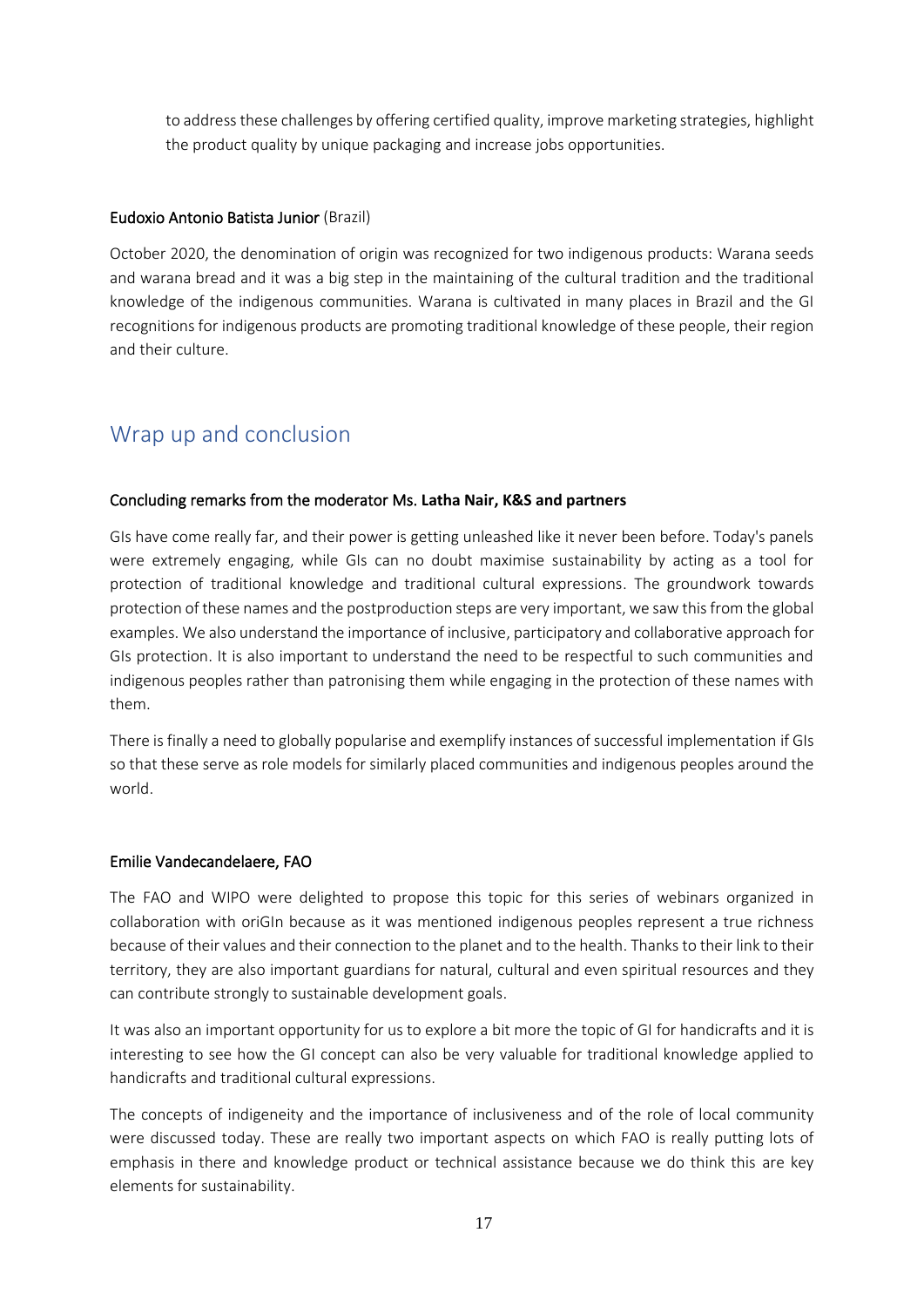to address these challenges by offering certified quality, improve marketing strategies, highlight the product quality by unique packaging and increase jobs opportunities.

**Eudoxio Antonio Batista Junior** (Brazil)

October 2020, the denomination of origin was recognized for two indigenous products: Warana seeds and warana bread and it was a big step in the maintaining of the cultural tradition and the traditional knowledge of the indigenous communities. Warana is cultivated in many places in Brazil and the GI recognitions for indigenous products are promoting traditional knowledge of these people, their region and their culture.

## Wrap up and conclusion

**Concluding remarks from the moderator Ms. Latha Nair, K&S and partners**

GIs have come really far, and their power is getting unleashed like it never been before. Today's panels were extremely engaging, while GIs can no doubt maximise sustainability by acting as a tool for protection of traditional knowledge and traditional cultural expressions. The groundwork towards protection of these names and the postproduction steps are very important, we saw this from the global examples. We also understand the importance of inclusive, participatory and collaborative approach for GIs protection. It is also important to understand the need to be respectful to such communities and indigenous peoples rather than patronising them while engaging in the protection of these names with them.

There is finally a need to globally popularise and exemplify instances of successful implementation if GIs so that these serve as role models for similarly placed communities and indigenous peoples around the world.

**Emilie Vandecandelaere, FAO**

The FAO and WIPO were delighted to propose this topic for this series of webinars organized in collaboration with oriGIn because as it was mentioned indigenous peoples represent a true richness because of their values and their connection to the planet and to the health. Thanks to their link to their territory, they are also important guardians for natural, cultural and even spiritual resources and they can contribute strongly to sustainable development goals.

It was also an important opportunity for us to explore a bit more the topic of GI for handicrafts and it is interesting to see how the GI concept can also be very valuable for traditional knowledge applied to handicrafts and traditional cultural expressions.

The concepts of indigeneity and the importance of inclusiveness and of the role of local community were discussed today. These are really two important aspects on which FAO is really putting lots of emphasis in there and knowledge product or technical assistance because we do think this are key elements for sustainability.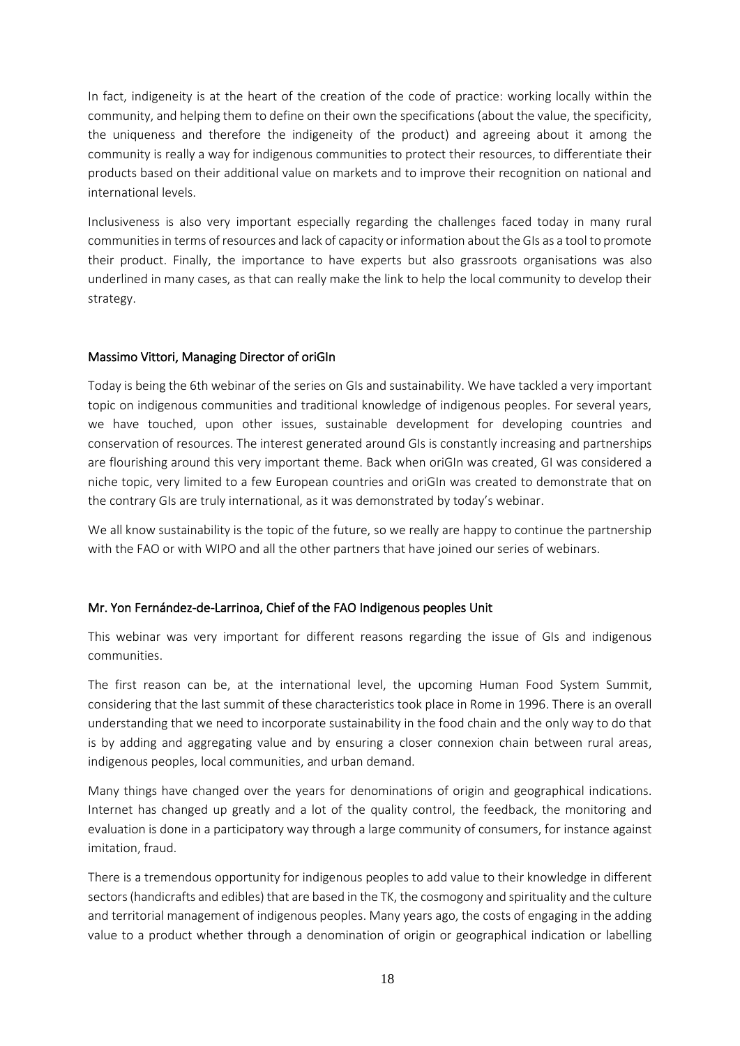In fact, indigeneity is at the heart of the creation of the code of practice: working locally within the community, and helping them to define on their own the specifications (about the value, the specificity, the uniqueness and therefore the indigeneity of the product) and agreeing about it among the community is really a way for indigenous communities to protect their resources, to differentiate their products based on their additional value on markets and to improve their recognition on national and international levels.

Inclusiveness is also very important especially regarding the challenges faced today in many rural communities in terms of resources and lack of capacity or information about the GIs as a tool to promote their product. Finally, the importance to have experts but also grassroots organisations was also underlined in many cases, as that can really make the link to help the local community to develop their strategy.

### Massimo Vittori, Managing Director of oriGIn

Today is being the 6th webinar of the series on GIs and sustainability. We have tackled a very important topic on indigenous communities and traditional knowledge of indigenous peoples. For several years, we have touched, upon other issues, sustainable development for developing countries and conservation of resources. The interest generated around GIs is constantly increasing and partnerships are flourishing around this very important theme. Back when oriGIn was created, GI was considered a niche topic, very limited to a few European countries and oriGIn was created to demonstrate that on the contrary GIs are truly international, as it was demonstrated by today's webinar.

We all know sustainability is the topic of the future, so we really are happy to continue the partnership with the FAO or with WIPO and all the other partners that have joined our series of webinars.

### Mr. Yon Fernández-de-Larrinoa, Chief of the FAO Indigenous peoples Unit

This webinar was very important for different reasons regarding the issue of GIs and indigenous communities.

The first reason can be, at the international level, the upcoming Human Food System Summit, considering that the last summit of these characteristics took place in Rome in 1996. There is an overall understanding that we need to incorporate sustainability in the food chain and the only way to do that is by adding and aggregating value and by ensuring a closer connexion chain between rural areas, indigenous peoples, local communities, and urban demand.

Many things have changed over the years for denominations of origin and geographical indications. Internet has changed up greatly and a lot of the quality control, the feedback, the monitoring and evaluation is done in a participatory way through a large community of consumers, for instance against imitation, fraud.

There is a tremendous opportunity for indigenous peoples to add value to their knowledge in different sectors (handicrafts and edibles) that are based in the TK, the cosmogony and spirituality and the culture and territorial management of indigenous peoples. Many years ago, the costs of engaging in the adding value to a product whether through a denomination of origin or geographical indication or labelling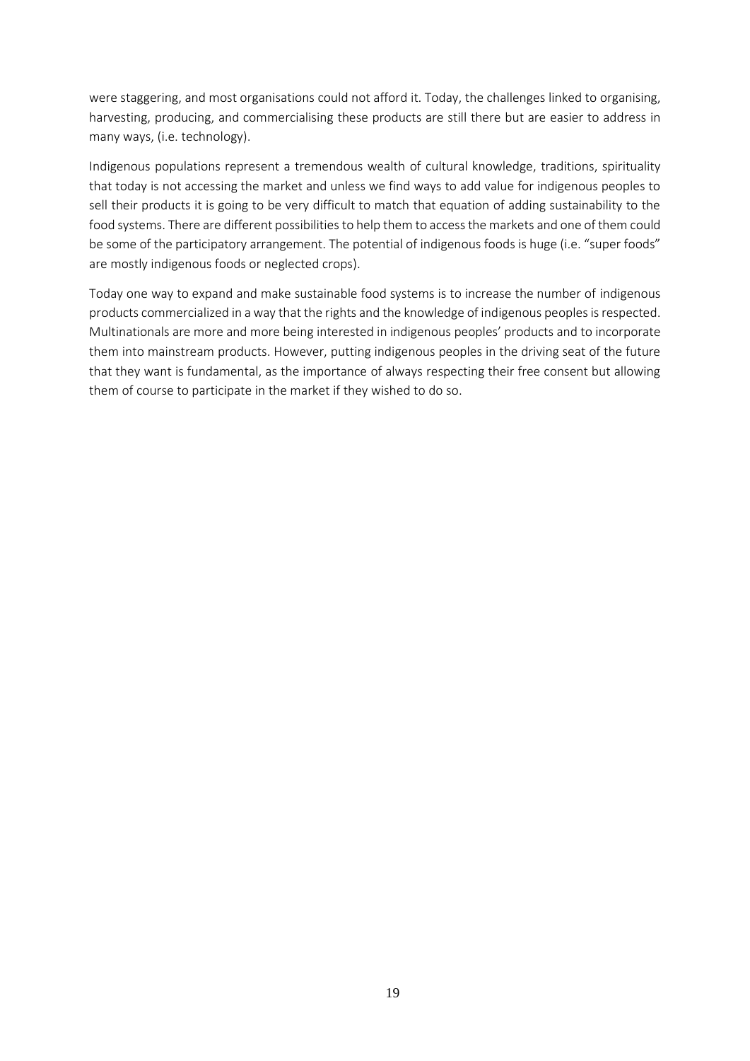were staggering, and most organisations could not afford it. Today, the challenges linked to organising, harvesting, producing, and commercialising these products are still there but are easier to address in many ways, (i.e. technology).

Indigenous populations represent a tremendous wealth of cultural knowledge, traditions, spirituality that today is not accessing the market and unless we find ways to add value for indigenous peoples to sell their products it is going to be very difficult to match that equation of adding sustainability to the food systems. There are different possibilities to help them to access the markets and one of them could be some of the participatory arrangement. The potential of indigenous foods is huge (i.e. "super foods" are mostly indigenous foods or neglected crops).

Today one way to expand and make sustainable food systems is to increase the number of indigenous products commercialized in a way that the rights and the knowledge of indigenous peoples is respected. Multinationals are more and more being interested in indigenous peoples' products and to incorporate them into mainstream products. However, putting indigenous peoples in the driving seat of the future that they want is fundamental, as the importance of always respecting their free consent but allowing them of course to participate in the market if they wished to do so.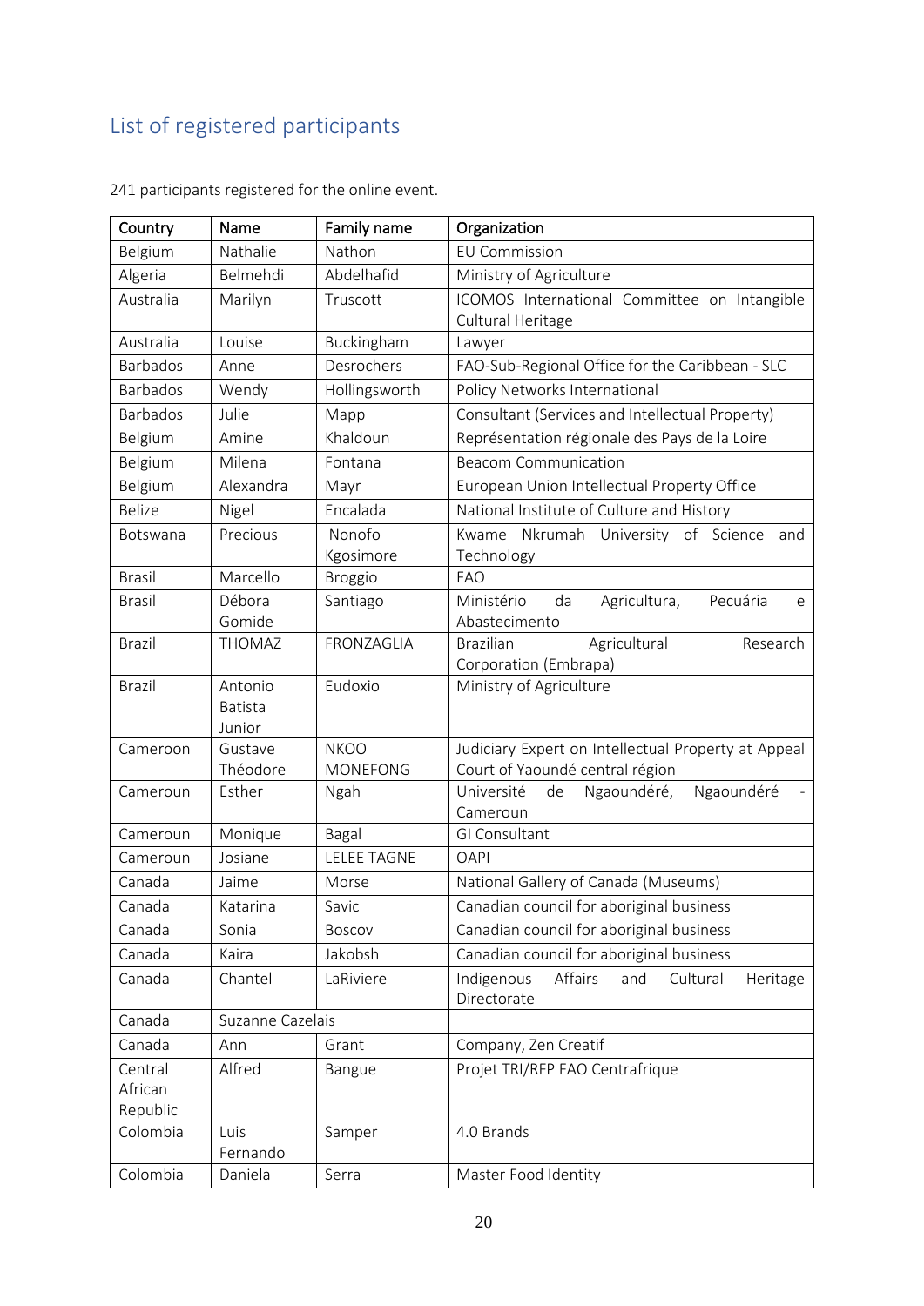## List of registered participants

241 participants registered for the online event.

| Country | Name | Family name | Organization |
|---|---|---|---|
| Belgium | Nathalie | Nathon | EU Commission |
| Algeria | Belmehdi | Abdelhafid | Ministry of Agriculture |
| Australia | Marilyn | Truscott | ICOMOS International Committee on Intangible Cultural Heritage |
| Australia | Louise | Buckingham | Lawyer |
| Barbados | Anne | Desrochers | FAO-Sub-Regional Office for the Caribbean - SLC |
| Barbados | Wendy | Hollingsworth | Policy Networks International |
| Barbados | Julie | Mapp | Consultant (Services and Intellectual Property) |
| Belgium | Amine | Khaldoun | Représentation régionale des Pays de la Loire |
| Belgium | Milena | Fontana | Beacom Communication |
| Belgium | Alexandra | Mayr | European Union Intellectual Property Office |
| Belize | Nigel | Encalada | National Institute of Culture and History |
| Botswana | Precious | Nonofo Kgosimore | Kwame Nkrumah University of Science and Technology |
| Brasil | Marcello | Broggio | FAO |
| Brasil | Débora Gomide | Santiago | Ministério da Agricultura, Pecuária e Abastecimento |
| Brazil | THOMAZ | FRONZAGLIA | Brazilian Agricultural Research Corporation (Embrapa) |
| Brazil | Antonio Batista Junior | Eudoxio | Ministry of Agriculture |
| Cameroon | Gustave Théodore | NKOO MONEFONG | Judiciary Expert on Intellectual Property at Appeal Court of Yaoundé central région |
| Cameroun | Esther | Ngah | Université de Ngaoundéré, Ngaoundéré - Cameroun |
| Cameroun | Monique | Bagal | GI Consultant |
| Cameroun | Josiane | LELEE TAGNE | OAPI |
| Canada | Jaime | Morse | National Gallery of Canada (Museums) |
| Canada | Katarina | Savic | Canadian council for aboriginal business |
| Canada | Sonia | Boscov | Canadian council for aboriginal business |
| Canada | Kaira | Jakobsh | Canadian council for aboriginal business |
| Canada | Chantel | LaRiviere | Indigenous Affairs and Cultural Heritage Directorate |
| Canada | Suzanne Cazelais | | |
| Canada | Ann | Grant | Company, Zen Creatif |
| Central African Republic | Alfred | Bangue | Projet TRI/RFP FAO Centrafrique |
| Colombia | Luis Fernando | Samper | 4.0 Brands |
| Colombia | Daniela | Serra | Master Food Identity |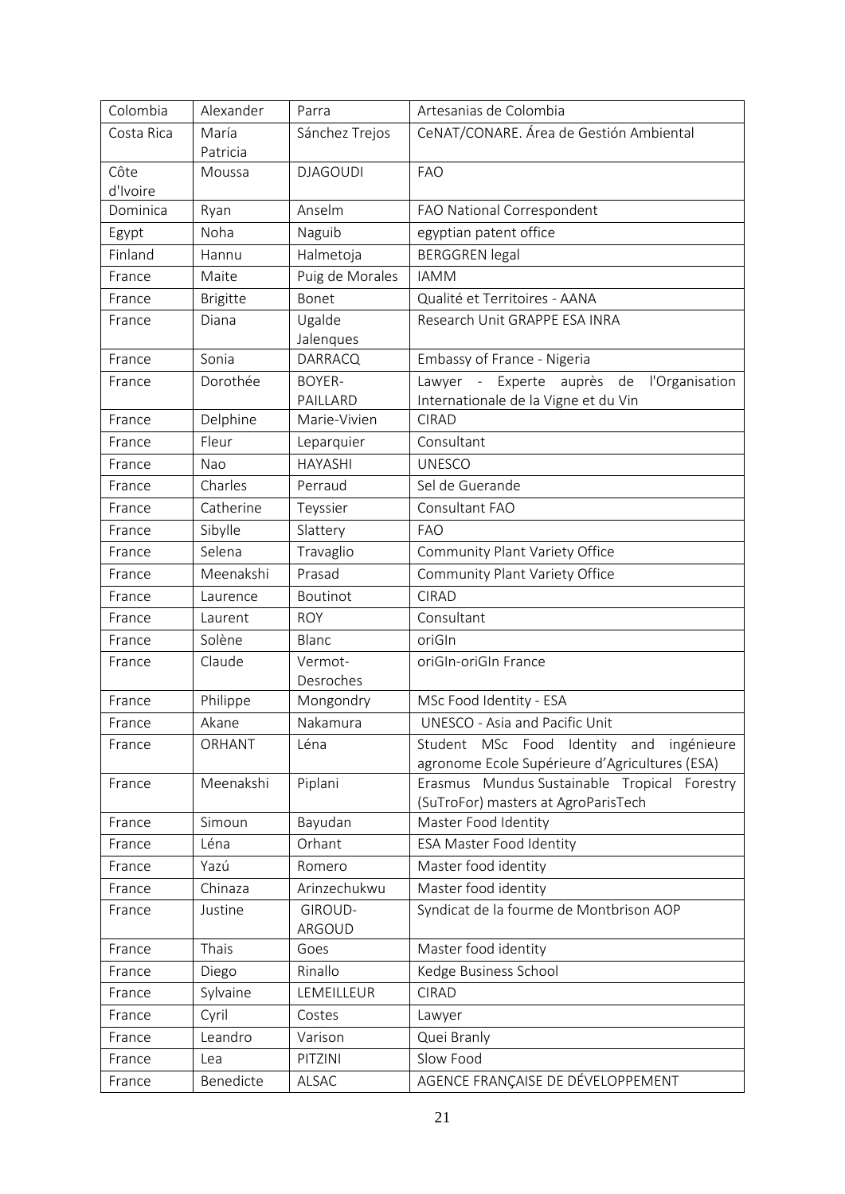| Colombia | Alexander | Parra | Artesanias de Colombia |
|---|---|---|---|
| Costa Rica | María Patricia | Sánchez Trejos | CeNAT/CONARE. Área de Gestión Ambiental |
| Côte d'Ivoire | Moussa | DJAGOUDI | FAO |
| Dominica | Ryan | Anselm | FAO National Correspondent |
| Egypt | Noha | Naguib | egyptian patent office |
| Finland | Hannu | Halmetoja | BERGGREN legal |
| France | Maite | Puig de Morales | IAMM |
| France | Brigitte | Bonet | Qualité et Territoires - AANA |
| France | Diana | Ugalde Jalenques | Research Unit GRAPPE ESA INRA |
| France | Sonia | DARRACQ | Embassy of France - Nigeria |
| France | Dorothée | BOYER-PAILLARD | Lawyer - Experte auprès de l'Organisation Internationale de la Vigne et du Vin |
| France | Delphine | Marie-Vivien | CIRAD |
| France | Fleur | Leparquier | Consultant |
| France | Nao | HAYASHI | UNESCO |
| France | Charles | Perraud | Sel de Guerande |
| France | Catherine | Teyssier | Consultant FAO |
| France | Sibylle | Slattery | FAO |
| France | Selena | Travaglio | Community Plant Variety Office |
| France | Meenakshi | Prasad | Community Plant Variety Office |
| France | Laurence | Boutinot | CIRAD |
| France | Laurent | ROY | Consultant |
| France | Solène | Blanc | oriGIn |
| France | Claude | Vermot-Desroches | oriGIn-oriGIn France |
| France | Philippe | Mongondry | MSc Food Identity - ESA |
| France | Akane | Nakamura | UNESCO - Asia and Pacific Unit |
| France | ORHANT | Léna | Student MSc Food Identity and ingénieure agronome Ecole Supérieure d'Agricultures (ESA) |
| France | Meenakshi | Piplani | Erasmus Mundus Sustainable Tropical Forestry (SuTroFor) masters at AgroParisTech |
| France | Simoun | Bayudan | Master Food Identity |
| France | Léna | Orhant | ESA Master Food Identity |
| France | Yazú | Romero | Master food identity |
| France | Chinaza | Arinzechukwu | Master food identity |
| France | Justine | GIROUD-ARGOUD | Syndicat de la fourme de Montbrison AOP |
| France | Thais | Goes | Master food identity |
| France | Diego | Rinallo | Kedge Business School |
| France | Sylvaine | LEMEILLEUR | CIRAD |
| France | Cyril | Costes | Lawyer |
| France | Leandro | Varison | Quei Branly |
| France | Lea | PITZINI | Slow Food |
| France | Benedicte | ALSAC | AGENCE FRANÇAISE DE DÉVELOPPEMENT |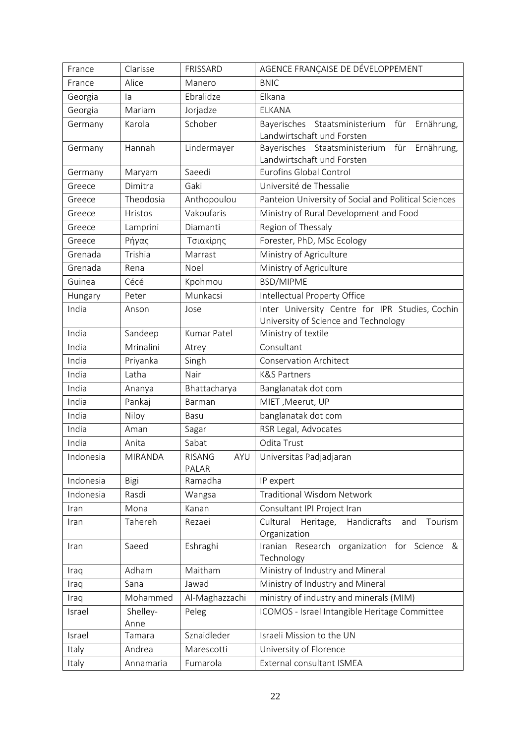| France | Clarisse | FRISSARD | AGENCE FRANÇAISE DE DÉVELOPPEMENT |
|---|---|---|---|
| France | Alice | Manero | BNIC |
| Georgia | Ia | Ebralidze | Elkana |
| Georgia | Mariam | Jorjadze | ELKANA |
| Germany | Karola | Schober | Bayerisches Staatsministerium für Ernährung, Landwirtschaft und Forsten |
| Germany | Hannah | Lindermayer | Bayerisches Staatsministerium für Ernährung, Landwirtschaft und Forsten |
| Germany | Maryam | Saeedi | Eurofins Global Control |
| Greece | Dimitra | Gaki | Université de Thessalie |
| Greece | Theodosia | Anthopoulou | Panteion University of Social and Political Sciences |
| Greece | Hristos | Vakoufaris | Ministry of Rural Development and Food |
| Greece | Lamprini | Diamanti | Region of Thessaly |
| Greece | Ρήγας | Τσιακίρης | Forester, PhD, MSc Ecology |
| Grenada | Trishia | Marrast | Ministry of Agriculture |
| Grenada | Rena | Noel | Ministry of Agriculture |
| Guinea | Cécé | Kpohmou | BSD/MIPME |
| Hungary | Peter | Munkacsi | Intellectual Property Office |
| India | Anson | Jose | Inter University Centre for IPR Studies, Cochin University of Science and Technology |
| India | Sandeep | Kumar Patel | Ministry of textile |
| India | Mrinalini | Atrey | Consultant |
| India | Priyanka | Singh | Conservation Architect |
| India | Latha | Nair | K&S Partners |
| India | Ananya | Bhattacharya | Banglanatak dot com |
| India | Pankaj | Barman | MIET ,Meerut, UP |
| India | Niloy | Basu | banglanatak dot com |
| India | Aman | Sagar | RSR Legal, Advocates |
| India | Anita | Sabat | Odita Trust |
| Indonesia | MIRANDA | RISANG AYU PALAR | Universitas Padjadjaran |
| Indonesia | Bigi | Ramadha | IP expert |
| Indonesia | Rasdi | Wangsa | Traditional Wisdom Network |
| Iran | Mona | Kanan | Consultant IPI Project Iran |
| Iran | Tahereh | Rezaei | Cultural Heritage, Handicrafts and Tourism Organization |
| Iran | Saeed | Eshraghi | Iranian Research organization for Science & Technology |
| Iraq | Adham | Maitham | Ministry of Industry and Mineral |
| Iraq | Sana | Jawad | Ministry of Industry and Mineral |
| Iraq | Mohammed | Al-Maghazzachi | ministry of industry and minerals (MIM) |
| Israel | Shelley-Anne | Peleg | ICOMOS - Israel Intangible Heritage Committee |
| Israel | Tamara | Sznaidleder | Israeli Mission to the UN |
| Italy | Andrea | Marescotti | University of Florence |
| Italy | Annamaria | Fumarola | External consultant ISMEA |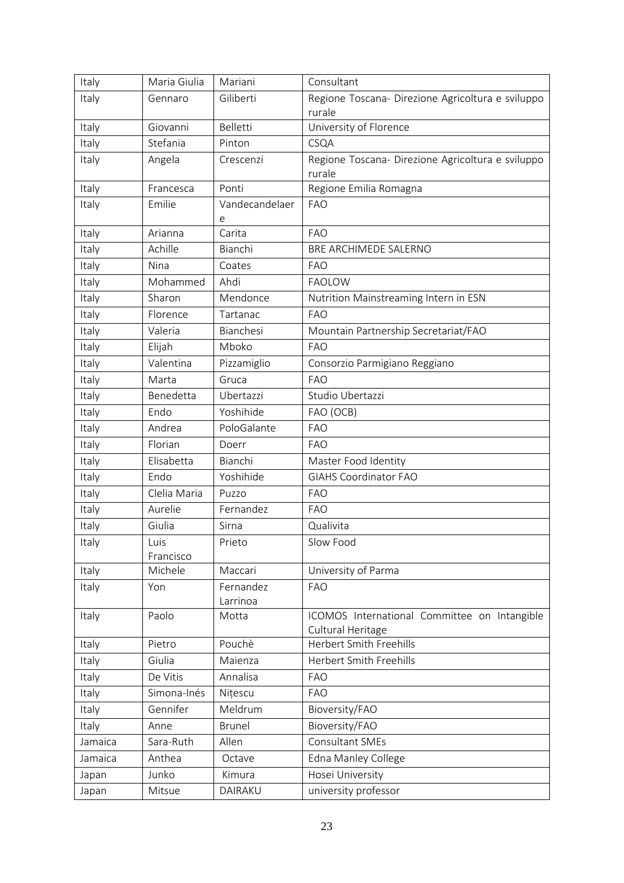| Italy | Maria Giulia | Mariani | Consultant |
|---|---|---|---|
| Italy | Gennaro | Giliberti | Regione Toscana- Direzione Agricoltura e sviluppo rurale |
| Italy | Giovanni | Belletti | University of Florence |
| Italy | Stefania | Pinton | CSQA |
| Italy | Angela | Crescenzi | Regione Toscana- Direzione Agricoltura e sviluppo rurale |
| Italy | Francesca | Ponti | Regione Emilia Romagna |
| Italy | Emilie | Vandecandelaere | FAO |
| Italy | Arianna | Carita | FAO |
| Italy | Achille | Bianchi | BRE ARCHIMEDE SALERNO |
| Italy | Nina | Coates | FAO |
| Italy | Mohammed | Ahdi | FAOLOW |
| Italy | Sharon | Mendonce | Nutrition Mainstreaming Intern in ESN |
| Italy | Florence | Tartanac | FAO |
| Italy | Valeria | Bianchesi | Mountain Partnership Secretariat/FAO |
| Italy | Elijah | Mboko | FAO |
| Italy | Valentina | Pizzamiglio | Consorzio Parmigiano Reggiano |
| Italy | Marta | Gruca | FAO |
| Italy | Benedetta | Ubertazzi | Studio Ubertazzi |
| Italy | Endo | Yoshihide | FAO (OCB) |
| Italy | Andrea | PoloGalante | FAO |
| Italy | Florian | Doerr | FAO |
| Italy | Elisabetta | Bianchi | Master Food Identity |
| Italy | Endo | Yoshihide | GIAHS Coordinator FAO |
| Italy | Clelia Maria | Puzzo | FAO |
| Italy | Aurelie | Fernandez | FAO |
| Italy | Giulia | Sirna | Qualivita |
| Italy | Luis Francisco | Prieto | Slow Food |
| Italy | Michele | Maccari | University of Parma |
| Italy | Yon | Fernandez Larrinoa | FAO |
| Italy | Paolo | Motta | ICOMOS International Committee on Intangible Cultural Heritage |
| Italy | Pietro | Pouchè | Herbert Smith Freehills |
| Italy | Giulia | Maienza | Herbert Smith Freehills |
| Italy | De Vitis | Annalisa | FAO |
| Italy | Simona-Inés | Nițescu | FAO |
| Italy | Gennifer | Meldrum | Bioversity/FAO |
| Italy | Anne | Brunel | Bioversity/FAO |
| Jamaica | Sara-Ruth | Allen | Consultant SMEs |
| Jamaica | Anthea | Octave | Edna Manley College |
| Japan | Junko | Kimura | Hosei University |
| Japan | Mitsue | DAIRAKU | university professor |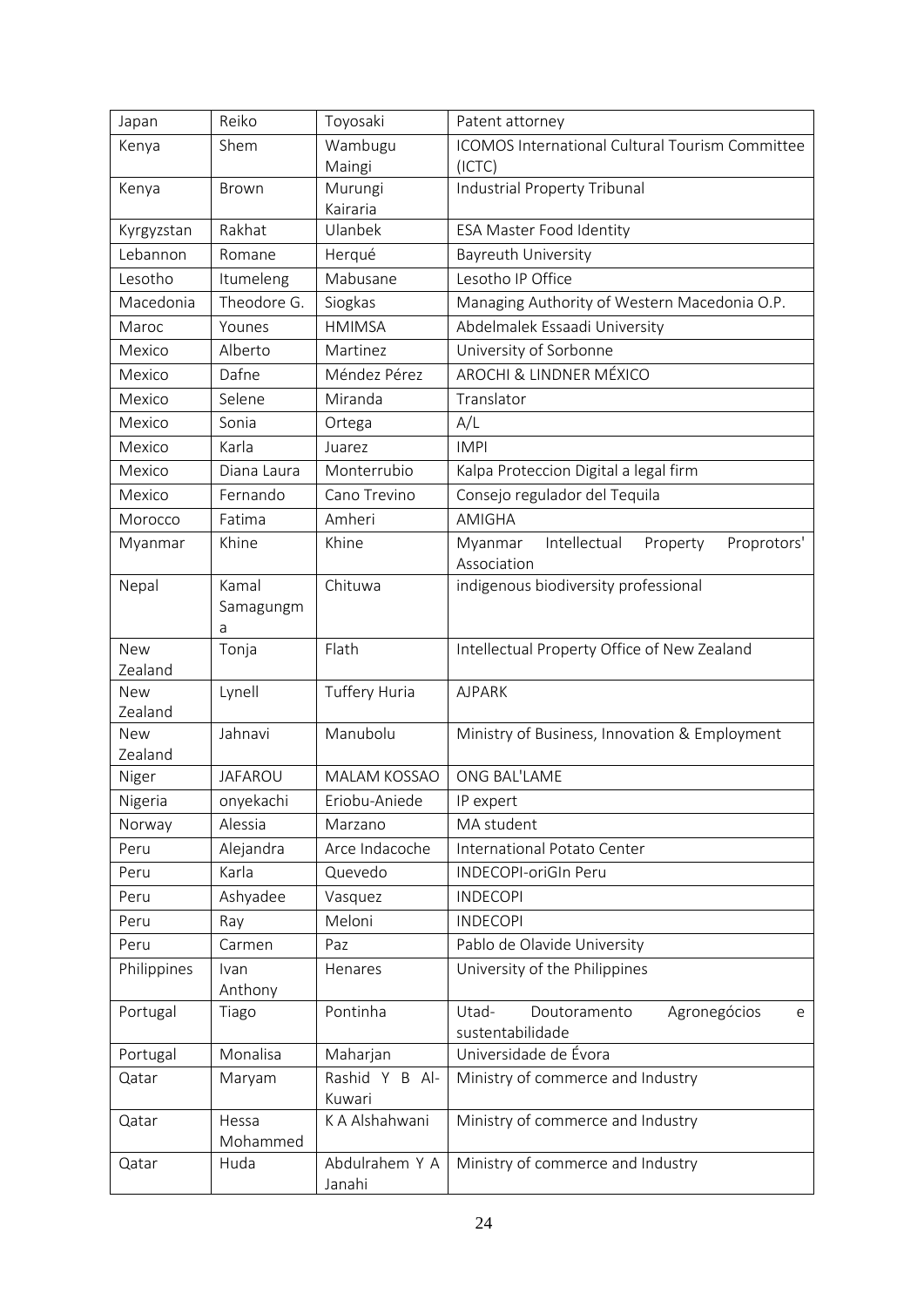| Japan | Reiko | Toyosaki | Patent attorney |
|---|---|---|---|
| Kenya | Shem | Wambugu Maingi | ICOMOS International Cultural Tourism Committee (ICTC) |
| Kenya | Brown | Murungi Kairaria | Industrial Property Tribunal |
| Kyrgyzstan | Rakhat | Ulanbek | ESA Master Food Identity |
| Lebannon | Romane | Herqué | Bayreuth University |
| Lesotho | Itumeleng | Mabusane | Lesotho IP Office |
| Macedonia | Theodore G. | Siogkas | Managing Authority of Western Macedonia O.P. |
| Maroc | Younes | HMIMSA | Abdelmalek Essaadi University |
| Mexico | Alberto | Martinez | University of Sorbonne |
| Mexico | Dafne | Méndez Pérez | AROCHI & LINDNER MÉXICO |
| Mexico | Selene | Miranda | Translator |
| Mexico | Sonia | Ortega | A/L |
| Mexico | Karla | Juarez | IMPI |
| Mexico | Diana Laura | Monterrubio | Kalpa Proteccion Digital a legal firm |
| Mexico | Fernando | Cano Trevino | Consejo regulador del Tequila |
| Morocco | Fatima | Amheri | AMIGHA |
| Myanmar | Khine | Khine | Myanmar Intellectual Property Proprotors' Association |
| Nepal | Kamal Samagungma | Chituwa | indigenous biodiversity professional |
| New Zealand | Tonja | Flath | Intellectual Property Office of New Zealand |
| New Zealand | Lynell | Tuffery Huria | AJPARK |
| New Zealand | Jahnavi | Manubolu | Ministry of Business, Innovation & Employment |
| Niger | JAFAROU | MALAM KOSSAO | ONG BAL'LAME |
| Nigeria | onyekachi | Eriobu-Aniede | IP expert |
| Norway | Alessia | Marzano | MA student |
| Peru | Alejandra | Arce Indacoche | International Potato Center |
| Peru | Karla | Quevedo | INDECOPI-oriGIn Peru |
| Peru | Ashyadee | Vasquez | INDECOPI |
| Peru | Ray | Meloni | INDECOPI |
| Peru | Carmen | Paz | Pablo de Olavide University |
| Philippines | Ivan Anthony | Henares | University of the Philippines |
| Portugal | Tiago | Pontinha | Utad- Doutoramento Agronegócios e sustentabilidade |
| Portugal | Monalisa | Maharjan | Universidade de Évora |
| Qatar | Maryam | Rashid Y B Al-Kuwari | Ministry of commerce and Industry |
| Qatar | Hessa Mohammed | K A Alshahwani | Ministry of commerce and Industry |
| Qatar | Huda | Abdulrahem Y A Janahi | Ministry of commerce and Industry |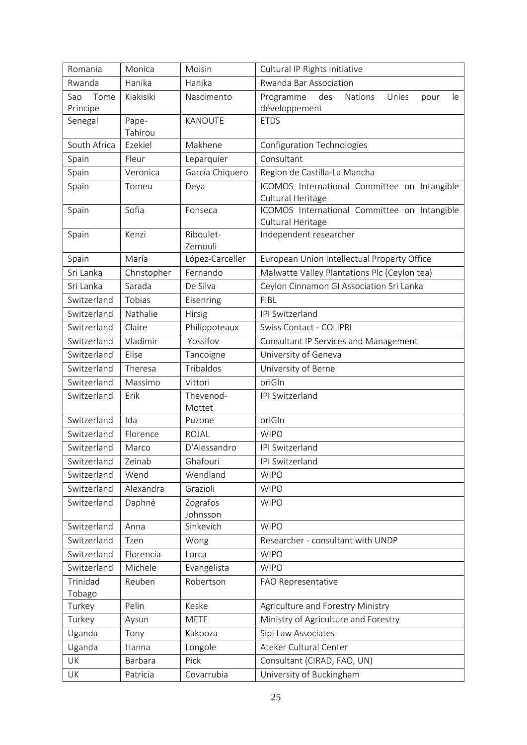| Romania | Monica | Moisin | Cultural IP Rights Initiative |
|---|---|---|---|
| Rwanda | Hanika | Hanika | Rwanda Bar Association |
| Sao Tome Principe | Kiakisiki | Nascimento | Programme des Nations Unies pour le développement |
| Senegal | Pape-Tahirou | KANOUTE | ETDS |
| South Africa | Ezekiel | Makhene | Configuration Technologies |
| Spain | Fleur | Leparquier | Consultant |
| Spain | Veronica | García Chiquero | Region de Castilla-La Mancha |
| Spain | Tomeu | Deya | ICOMOS International Committee on Intangible Cultural Heritage |
| Spain | Sofia | Fonseca | ICOMOS International Committee on Intangible Cultural Heritage |
| Spain | Kenzi | Riboulet-Zemouli | Independent researcher |
| Spain | María | López-Carceller | European Union Intellectual Property Office |
| Sri Lanka | Christopher | Fernando | Malwatte Valley Plantations Plc (Ceylon tea) |
| Sri Lanka | Sarada | De Silva | Ceylon Cinnamon GI Association Sri Lanka |
| Switzerland | Tobias | Eisenring | FIBL |
| Switzerland | Nathalie | Hirsig | IPI Switzerland |
| Switzerland | Claire | Philippoteaux | Swiss Contact - COLIPRI |
| Switzerland | Vladimir | Yossifov | Consultant IP Services and Management |
| Switzerland | Elise | Tancoigne | University of Geneva |
| Switzerland | Theresa | Tribaldos | University of Berne |
| Switzerland | Massimo | Vittori | oriGIn |
| Switzerland | Erik | Thevenod-Mottet | IPI Switzerland |
| Switzerland | Ida | Puzone | oriGIn |
| Switzerland | Florence | ROJAL | WIPO |
| Switzerland | Marco | D'Alessandro | IPI Switzerland |
| Switzerland | Zeinab | Ghafouri | IPI Switzerland |
| Switzerland | Wend | Wendland | WIPO |
| Switzerland | Alexandra | Grazioli | WIPO |
| Switzerland | Daphné | Zografos Johnsson | WIPO |
| Switzerland | Anna | Sinkevich | WIPO |
| Switzerland | Tzen | Wong | Researcher - consultant with UNDP |
| Switzerland | Florencia | Lorca | WIPO |
| Switzerland | Michele | Evangelista | WIPO |
| Trinidad Tobago | Reuben | Robertson | FAO Representative |
| Turkey | Pelin | Keske | Agriculture and Forestry Ministry |
| Turkey | Aysun | METE | Ministry of Agriculture and Forestry |
| Uganda | Tony | Kakooza | Sipi Law Associates |
| Uganda | Hanna | Longole | Ateker Cultural Center |
| UK | Barbara | Pick | Consultant (CIRAD, FAO, UN) |
| UK | Patricia | Covarrubia | University of Buckingham |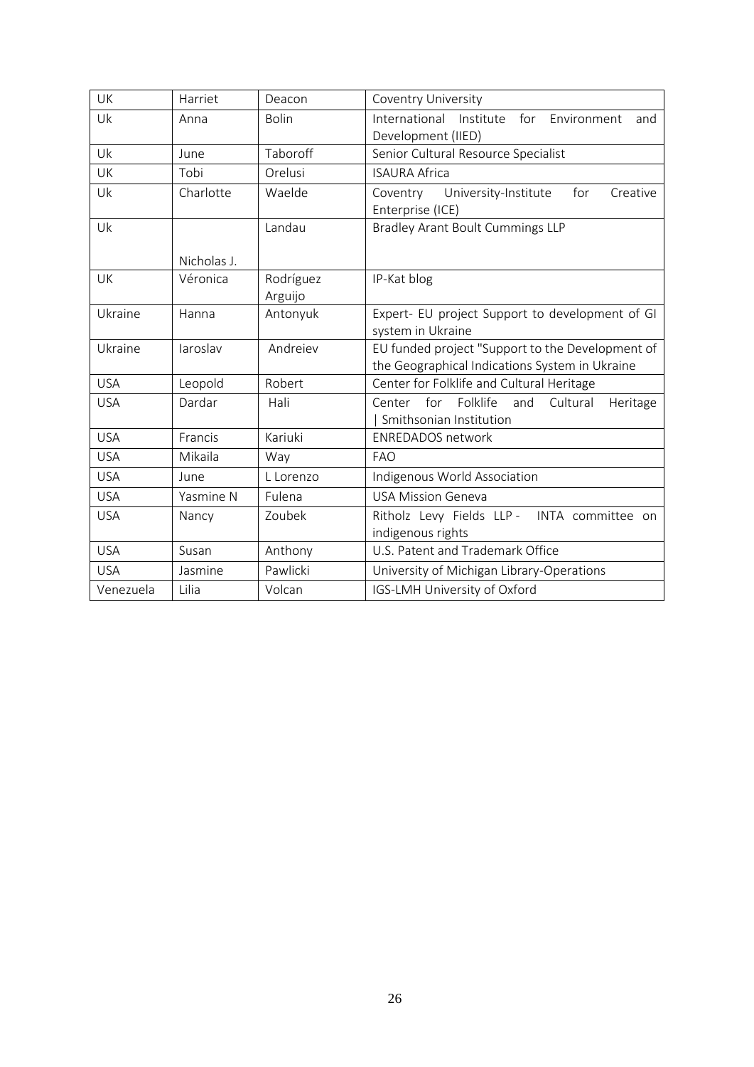| | | | |
|---|---|---|---|
| UK | Harriet | Deacon | Coventry University |
| Uk | Anna | Bolin | International Institute for Environment and Development (IIED) |
| Uk | June | Taboroff | Senior Cultural Resource Specialist |
| UK | Tobi | Orelusi | ISAURA Africa |
| Uk | Charlotte | Waelde | Coventry University-Institute for Creative Enterprise (ICE) |
| Uk | Nicholas J. | Landau | Bradley Arant Boult Cummings LLP |
| UK | Véronica | Rodríguez Arguijo | IP-Kat blog |
| Ukraine | Hanna | Antonyuk | Expert- EU project Support to development of GI system in Ukraine |
| Ukraine | Iaroslav | Andreiev | EU funded project "Support to the Development of the Geographical Indications System in Ukraine |
| USA | Leopold | Robert | Center for Folklife and Cultural Heritage |
| USA | Dardar | Hali | Center for Folklife and Cultural Heritage \| Smithsonian Institution |
| USA | Francis | Kariuki | ENREDADOS network |
| USA | Mikaila | Way | FAO |
| USA | June | L Lorenzo | Indigenous World Association |
| USA | Yasmine N | Fulena | USA Mission Geneva |
| USA | Nancy | Zoubek | Ritholz Levy Fields LLP - INTA committee on indigenous rights |
| USA | Susan | Anthony | U.S. Patent and Trademark Office |
| USA | Jasmine | Pawlicki | University of Michigan Library-Operations |
| Venezuela | Lilia | Volcan | IGS-LMH University of Oxford |